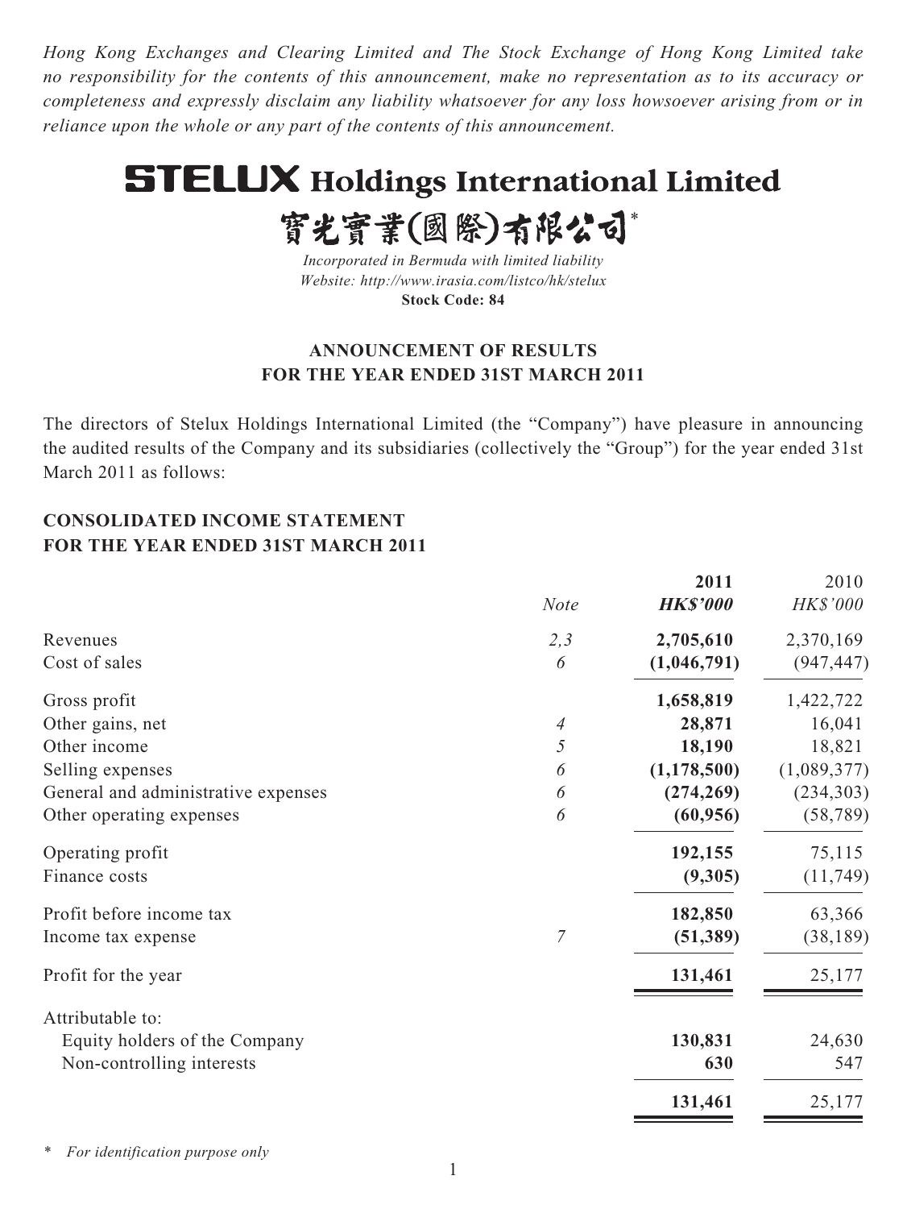*Hong Kong Exchanges and Clearing Limited and The Stock Exchange of Hong Kong Limited take no responsibility for the contents of this announcement, make no representation as to its accuracy or completeness and expressly disclaim any liability whatsoever for any loss howsoever arising from or in reliance upon the whole or any part of the contents of this announcement.*

# STELUX Holdings International Limited

# 寶光實業(國際)有限公司*

*Incorporated in Bermuda with limited liability*
*Website: http://www.irasia.com/listco/hk/stelux*
**Stock Code: 84**

## ANNOUNCEMENT OF RESULTS FOR THE YEAR ENDED 31ST MARCH 2011

The directors of Stelux Holdings International Limited (the "Company") have pleasure in announcing the audited results of the Company and its subsidiaries (collectively the "Group") for the year ended 31st March 2011 as follows:

## CONSOLIDATED INCOME STATEMENT FOR THE YEAR ENDED 31ST MARCH 2011

| | *Note* | **2011** ***HK$'000*** | 2010 *HK$'000* |
|---|---|---|---|
| Revenues | *2,3* | **2,705,610** | 2,370,169 |
| Cost of sales | *6* | **(1,046,791)** | (947,447) |
| Gross profit | | **1,658,819** | 1,422,722 |
| Other gains, net | *4* | **28,871** | 16,041 |
| Other income | *5* | **18,190** | 18,821 |
| Selling expenses | *6* | **(1,178,500)** | (1,089,377) |
| General and administrative expenses | *6* | **(274,269)** | (234,303) |
| Other operating expenses | *6* | **(60,956)** | (58,789) |
| Operating profit | | **192,155** | 75,115 |
| Finance costs | | **(9,305)** | (11,749) |
| Profit before income tax | | **182,850** | 63,366 |
| Income tax expense | *7* | **(51,389)** | (38,189) |
| Profit for the year | | **131,461** | 25,177 |
| Attributable to: | | | |
| Equity holders of the Company | | **130,831** | 24,630 |
| Non-controlling interests | | **630** | 547 |
| | | **131,461** | 25,177 |

\* *For identification purpose only*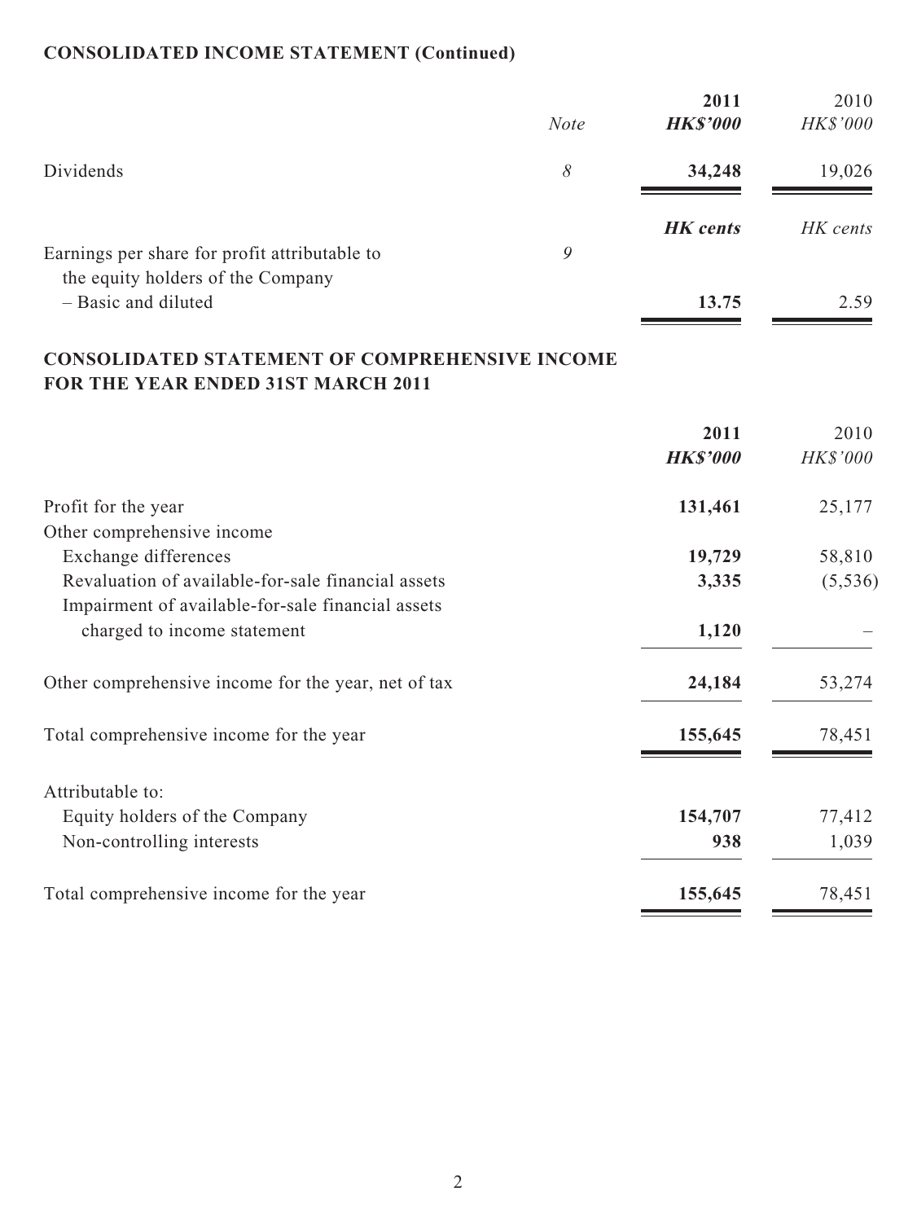## CONSOLIDATED INCOME STATEMENT (Continued)

| | *Note* | **2011** **HK$'000** | 2010 HK$'000 |
|---|---|---|---|
| Dividends | *8* | **34,248** | 19,026 |
| | | ***HK cents*** | *HK cents* |
| Earnings per share for profit attributable to the equity holders of the Company | *9* | | |
| – Basic and diluted | | **13.75** | 2.59 |

## CONSOLIDATED STATEMENT OF COMPREHENSIVE INCOME FOR THE YEAR ENDED 31ST MARCH 2011

| | **2011** **HK$'000** | 2010 HK$'000 |
|---|---|---|
| Profit for the year | **131,461** | 25,177 |
| Other comprehensive income | | |
| Exchange differences | **19,729** | 58,810 |
| Revaluation of available-for-sale financial assets | **3,335** | (5,536) |
| Impairment of available-for-sale financial assets charged to income statement | **1,120** | – |
| Other comprehensive income for the year, net of tax | **24,184** | 53,274 |
| Total comprehensive income for the year | **155,645** | 78,451 |
| Attributable to: | | |
| Equity holders of the Company | **154,707** | 77,412 |
| Non-controlling interests | **938** | 1,039 |
| Total comprehensive income for the year | **155,645** | 78,451 |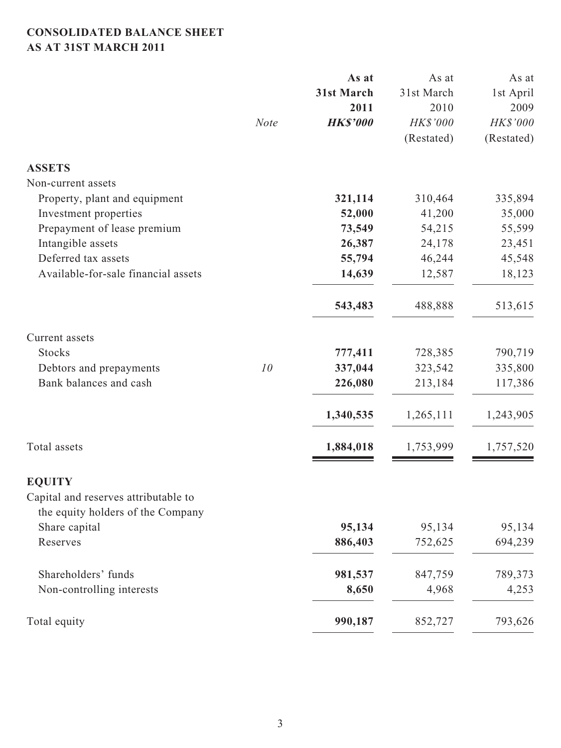# CONSOLIDATED BALANCE SHEET
## AS AT 31ST MARCH 2011

| | Note | As at 31st March 2011 HK$'000 | As at 31st March 2010 HK$'000 (Restated) | As at 1st April 2009 HK$'000 (Restated) |
|---|---|---|---|---|
| **ASSETS** | | | | |
| Non-current assets | | | | |
| Property, plant and equipment | | **321,114** | 310,464 | 335,894 |
| Investment properties | | **52,000** | 41,200 | 35,000 |
| Prepayment of lease premium | | **73,549** | 54,215 | 55,599 |
| Intangible assets | | **26,387** | 24,178 | 23,451 |
| Deferred tax assets | | **55,794** | 46,244 | 45,548 |
| Available-for-sale financial assets | | **14,639** | 12,587 | 18,123 |
| | | **543,483** | 488,888 | 513,615 |
| Current assets | | | | |
| Stocks | | **777,411** | 728,385 | 790,719 |
| Debtors and prepayments | 10 | **337,044** | 323,542 | 335,800 |
| Bank balances and cash | | **226,080** | 213,184 | 117,386 |
| | | **1,340,535** | 1,265,111 | 1,243,905 |
| Total assets | | **1,884,018** | 1,753,999 | 1,757,520 |
| **EQUITY** | | | | |
| Capital and reserves attributable to the equity holders of the Company | | | | |
| Share capital | | **95,134** | 95,134 | 95,134 |
| Reserves | | **886,403** | 752,625 | 694,239 |
| Shareholders' funds | | **981,537** | 847,759 | 789,373 |
| Non-controlling interests | | **8,650** | 4,968 | 4,253 |
| Total equity | | **990,187** | 852,727 | 793,626 |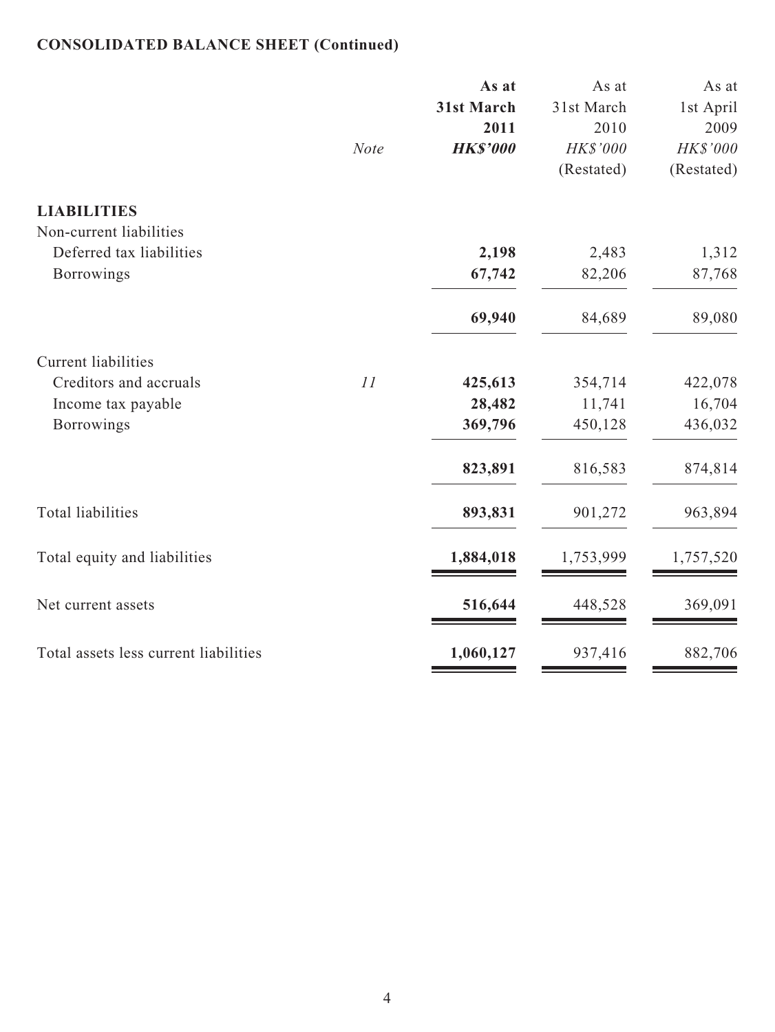## CONSOLIDATED BALANCE SHEET (Continued)

| | Note | As at 31st March 2011 HK$'000 | As at 31st March 2010 HK$'000 (Restated) | As at 1st April 2009 HK$'000 (Restated) |
|---|---|---|---|---|
| **LIABILITIES** | | | | |
| Non-current liabilities | | | | |
| Deferred tax liabilities | | **2,198** | 2,483 | 1,312 |
| Borrowings | | **67,742** | 82,206 | 87,768 |
| | | **69,940** | 84,689 | 89,080 |
| Current liabilities | | | | |
| Creditors and accruals | 11 | **425,613** | 354,714 | 422,078 |
| Income tax payable | | **28,482** | 11,741 | 16,704 |
| Borrowings | | **369,796** | 450,128 | 436,032 |
| | | **823,891** | 816,583 | 874,814 |
| Total liabilities | | **893,831** | 901,272 | 963,894 |
| Total equity and liabilities | | **1,884,018** | 1,753,999 | 1,757,520 |
| Net current assets | | **516,644** | 448,528 | 369,091 |
| Total assets less current liabilities | | **1,060,127** | 937,416 | 882,706 |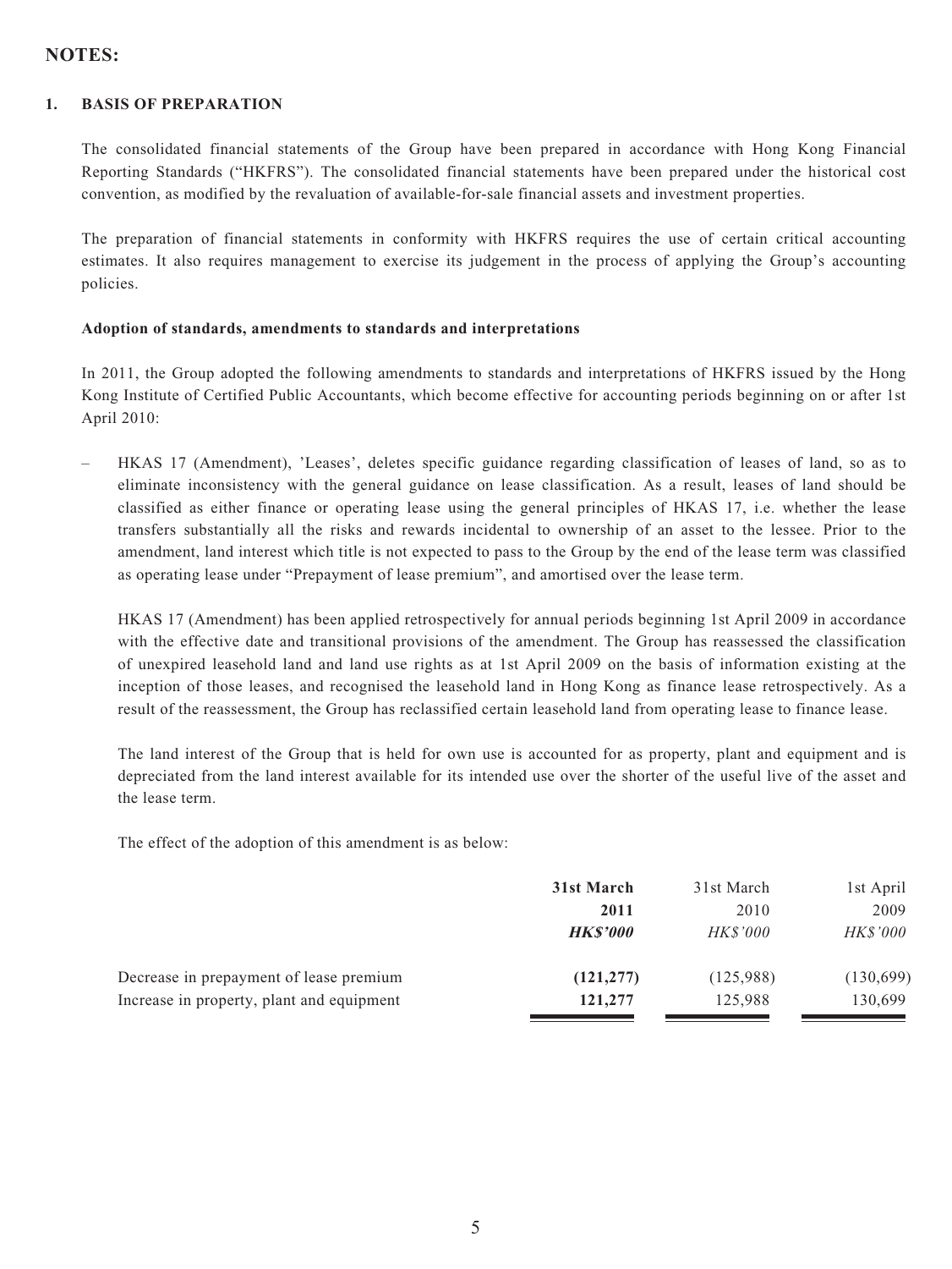## NOTES:

### 1. BASIS OF PREPARATION

The consolidated financial statements of the Group have been prepared in accordance with Hong Kong Financial Reporting Standards ("HKFRS"). The consolidated financial statements have been prepared under the historical cost convention, as modified by the revaluation of available-for-sale financial assets and investment properties.

The preparation of financial statements in conformity with HKFRS requires the use of certain critical accounting estimates. It also requires management to exercise its judgement in the process of applying the Group's accounting policies.

**Adoption of standards, amendments to standards and interpretations**

In 2011, the Group adopted the following amendments to standards and interpretations of HKFRS issued by the Hong Kong Institute of Certified Public Accountants, which become effective for accounting periods beginning on or after 1st April 2010:

– HKAS 17 (Amendment), 'Leases', deletes specific guidance regarding classification of leases of land, so as to eliminate inconsistency with the general guidance on lease classification. As a result, leases of land should be classified as either finance or operating lease using the general principles of HKAS 17, i.e. whether the lease transfers substantially all the risks and rewards incidental to ownership of an asset to the lessee. Prior to the amendment, land interest which title is not expected to pass to the Group by the end of the lease term was classified as operating lease under "Prepayment of lease premium", and amortised over the lease term.

  HKAS 17 (Amendment) has been applied retrospectively for annual periods beginning 1st April 2009 in accordance with the effective date and transitional provisions of the amendment. The Group has reassessed the classification of unexpired leasehold land and land use rights as at 1st April 2009 on the basis of information existing at the inception of those leases, and recognised the leasehold land in Hong Kong as finance lease retrospectively. As a result of the reassessment, the Group has reclassified certain leasehold land from operating lease to finance lease.

  The land interest of the Group that is held for own use is accounted for as property, plant and equipment and is depreciated from the land interest available for its intended use over the shorter of the useful live of the asset and the lease term.

  The effect of the adoption of this amendment is as below:

| | **31st March 2011** | 31st March 2010 | 1st April 2009 |
|---|---|---|---|
| | ***HK$'000*** | *HK$'000* | *HK$'000* |
| Decrease in prepayment of lease premium | **(121,277)** | (125,988) | (130,699) |
| Increase in property, plant and equipment | **121,277** | 125,988 | 130,699 |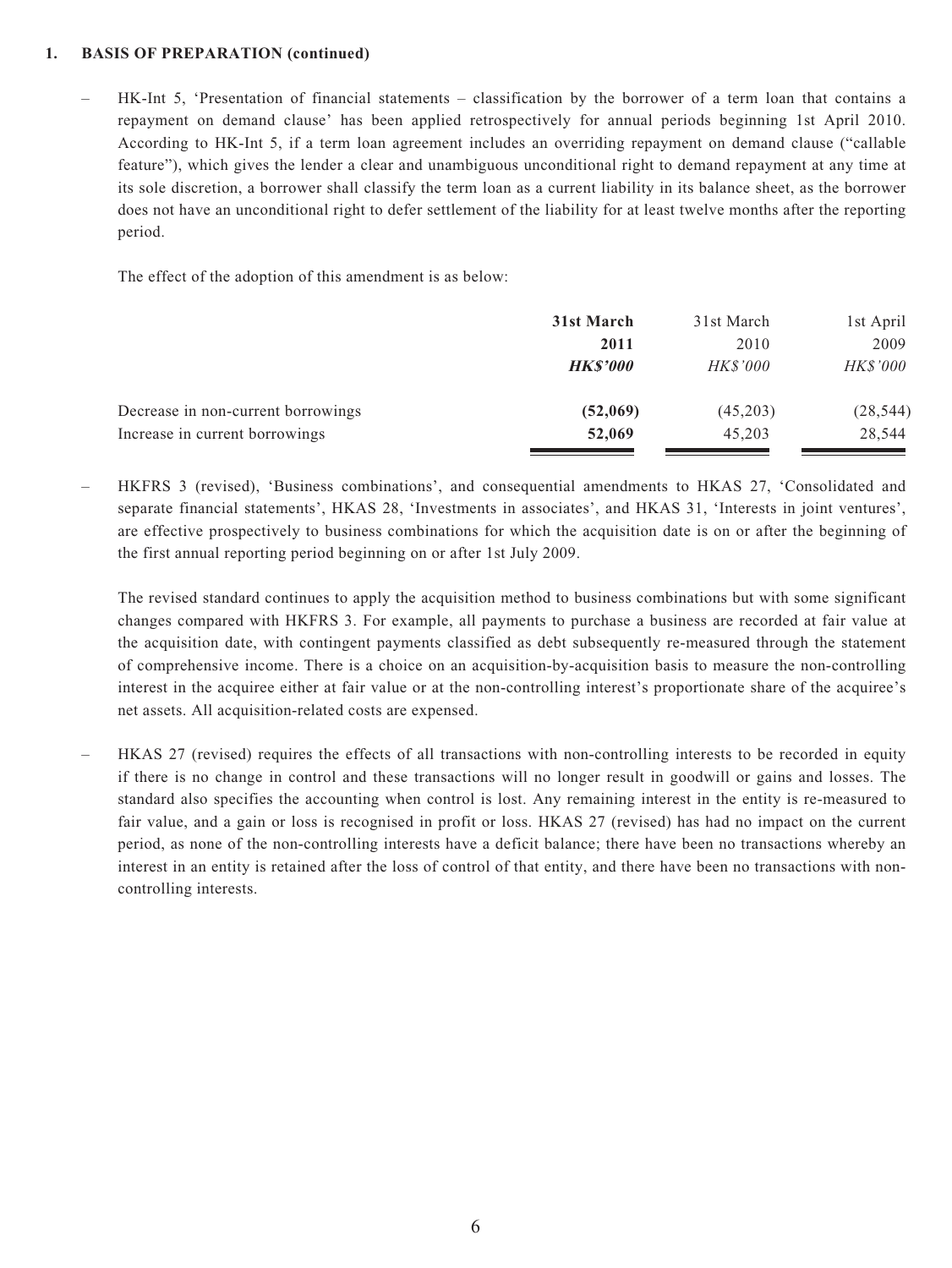**1. BASIS OF PREPARATION (continued)**

– HK-Int 5, 'Presentation of financial statements – classification by the borrower of a term loan that contains a repayment on demand clause' has been applied retrospectively for annual periods beginning 1st April 2010. According to HK-Int 5, if a term loan agreement includes an overriding repayment on demand clause ("callable feature"), which gives the lender a clear and unambiguous unconditional right to demand repayment at any time at its sole discretion, a borrower shall classify the term loan as a current liability in its balance sheet, as the borrower does not have an unconditional right to defer settlement of the liability for at least twelve months after the reporting period.

The effect of the adoption of this amendment is as below:

| | **31st March 2011** | 31st March 2010 | 1st April 2009 |
|---|---|---|---|
| | ***HK$'000*** | *HK$'000* | *HK$'000* |
| Decrease in non-current borrowings | **(52,069)** | (45,203) | (28,544) |
| Increase in current borrowings | **52,069** | 45,203 | 28,544 |

– HKFRS 3 (revised), 'Business combinations', and consequential amendments to HKAS 27, 'Consolidated and separate financial statements', HKAS 28, 'Investments in associates', and HKAS 31, 'Interests in joint ventures', are effective prospectively to business combinations for which the acquisition date is on or after the beginning of the first annual reporting period beginning on or after 1st July 2009.

The revised standard continues to apply the acquisition method to business combinations but with some significant changes compared with HKFRS 3. For example, all payments to purchase a business are recorded at fair value at the acquisition date, with contingent payments classified as debt subsequently re-measured through the statement of comprehensive income. There is a choice on an acquisition-by-acquisition basis to measure the non-controlling interest in the acquiree either at fair value or at the non-controlling interest's proportionate share of the acquiree's net assets. All acquisition-related costs are expensed.

– HKAS 27 (revised) requires the effects of all transactions with non-controlling interests to be recorded in equity if there is no change in control and these transactions will no longer result in goodwill or gains and losses. The standard also specifies the accounting when control is lost. Any remaining interest in the entity is re-measured to fair value, and a gain or loss is recognised in profit or loss. HKAS 27 (revised) has had no impact on the current period, as none of the non-controlling interests have a deficit balance; there have been no transactions whereby an interest in an entity is retained after the loss of control of that entity, and there have been no transactions with non-controlling interests.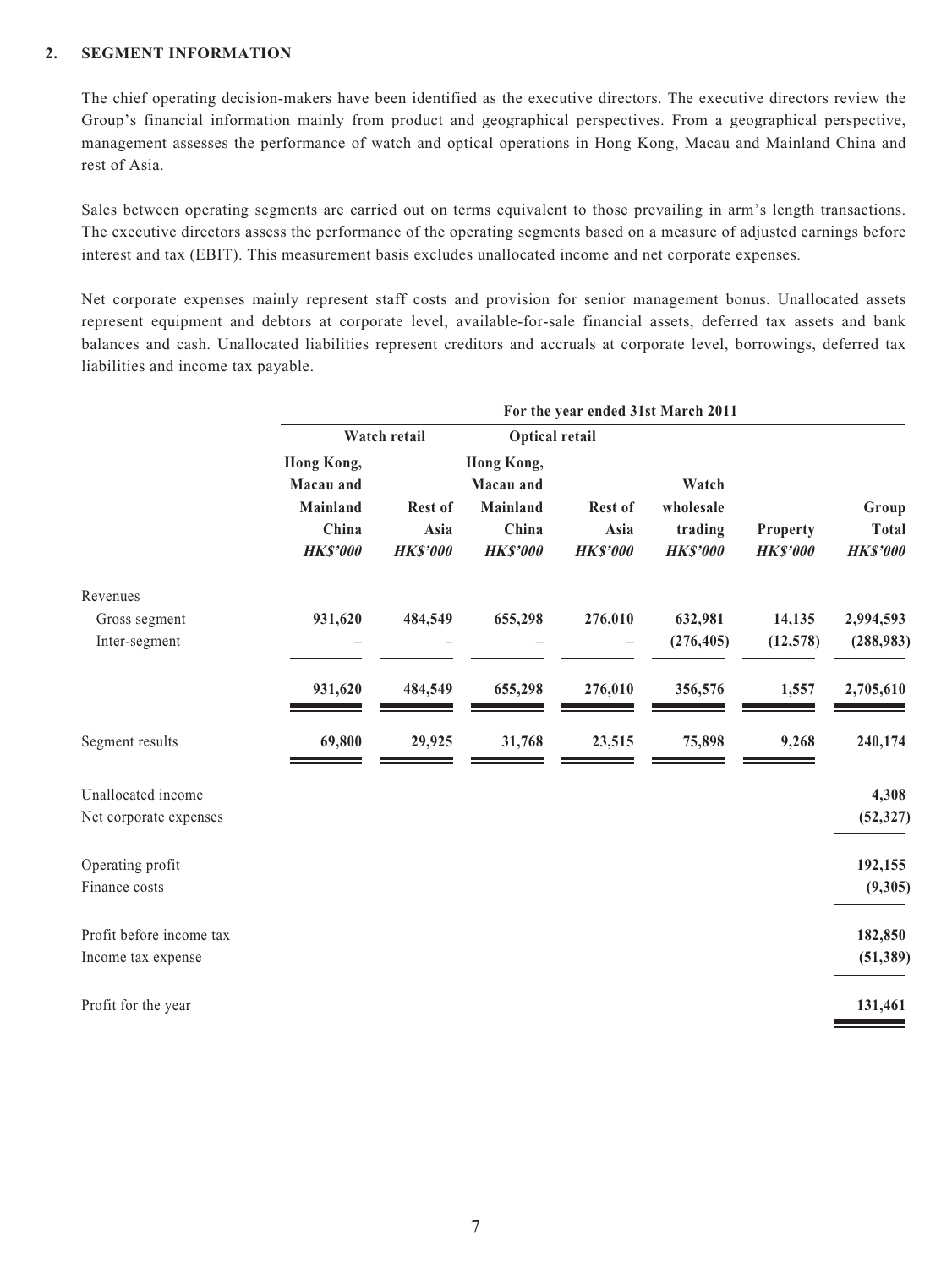## 2. SEGMENT INFORMATION

The chief operating decision-makers have been identified as the executive directors. The executive directors review the Group's financial information mainly from product and geographical perspectives. From a geographical perspective, management assesses the performance of watch and optical operations in Hong Kong, Macau and Mainland China and rest of Asia.

Sales between operating segments are carried out on terms equivalent to those prevailing in arm's length transactions. The executive directors assess the performance of the operating segments based on a measure of adjusted earnings before interest and tax (EBIT). This measurement basis excludes unallocated income and net corporate expenses.

Net corporate expenses mainly represent staff costs and provision for senior management bonus. Unallocated assets represent equipment and debtors at corporate level, available-for-sale financial assets, deferred tax assets and bank balances and cash. Unallocated liabilities represent creditors and accruals at corporate level, borrowings, deferred tax liabilities and income tax payable.

| | For the year ended 31st March 2011 | | | | | | |
|---|---|---|---|---|---|---|---|
| | Watch retail | | Optical retail | | | | |
| | Hong Kong, Macau and Mainland China *HK$'000* | Rest of Asia *HK$'000* | Hong Kong, Macau and Mainland China *HK$'000* | Rest of Asia *HK$'000* | Watch wholesale trading *HK$'000* | Property *HK$'000* | Group Total *HK$'000* |
| Revenues | | | | | | | |
| Gross segment | 931,620 | 484,549 | 655,298 | 276,010 | 632,981 | 14,135 | 2,994,593 |
| Inter-segment | – | – | – | – | (276,405) | (12,578) | (288,983) |
| | 931,620 | 484,549 | 655,298 | 276,010 | 356,576 | 1,557 | 2,705,610 |
| Segment results | 69,800 | 29,925 | 31,768 | 23,515 | 75,898 | 9,268 | 240,174 |
| Unallocated income | | | | | | | 4,308 |
| Net corporate expenses | | | | | | | (52,327) |
| Operating profit | | | | | | | 192,155 |
| Finance costs | | | | | | | (9,305) |
| Profit before income tax | | | | | | | 182,850 |
| Income tax expense | | | | | | | (51,389) |
| Profit for the year | | | | | | | 131,461 |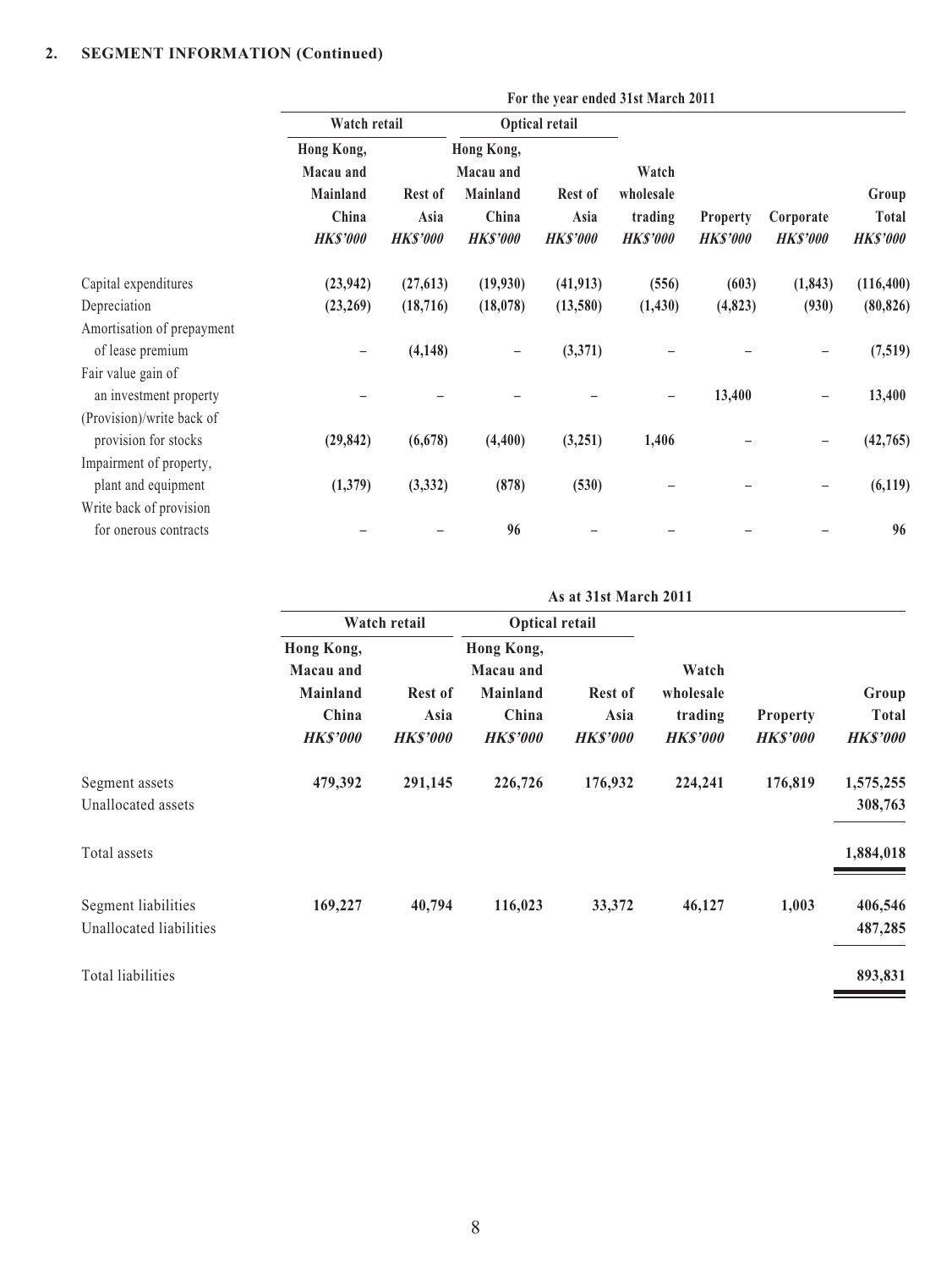## 2. SEGMENT INFORMATION (Continued)

| | For the year ended 31st March 2011 | | | | | | | |
|---|---|---|---|---|---|---|---|---|
| | Watch retail | | Optical retail | | | | | |
| | Hong Kong, Macau and Mainland China | Rest of Asia | Hong Kong, Macau and Mainland China | Rest of Asia | Watch wholesale trading | Property | Corporate | Group Total |
| | *HK$'000* | *HK$'000* | *HK$'000* | *HK$'000* | *HK$'000* | *HK$'000* | *HK$'000* | *HK$'000* |
| Capital expenditures | (23,942) | (27,613) | (19,930) | (41,913) | (556) | (603) | (1,843) | (116,400) |
| Depreciation | (23,269) | (18,716) | (18,078) | (13,580) | (1,430) | (4,823) | (930) | (80,826) |
| Amortisation of prepayment of lease premium | – | (4,148) | – | (3,371) | – | – | – | (7,519) |
| Fair value gain of an investment property | – | – | – | – | – | 13,400 | – | 13,400 |
| (Provision)/write back of provision for stocks | (29,842) | (6,678) | (4,400) | (3,251) | 1,406 | – | – | (42,765) |
| Impairment of property, plant and equipment | (1,379) | (3,332) | (878) | (530) | – | – | – | (6,119) |
| Write back of provision for onerous contracts | – | – | 96 | – | – | – | – | 96 |

| | As at 31st March 2011 | | | | | | |
|---|---|---|---|---|---|---|---|
| | Watch retail | | Optical retail | | | | |
| | Hong Kong, Macau and Mainland China | Rest of Asia | Hong Kong, Macau and Mainland China | Rest of Asia | Watch wholesale trading | Property | Group Total |
| | *HK$'000* | *HK$'000* | *HK$'000* | *HK$'000* | *HK$'000* | *HK$'000* | *HK$'000* |
| Segment assets | 479,392 | 291,145 | 226,726 | 176,932 | 224,241 | 176,819 | 1,575,255 |
| Unallocated assets | | | | | | | 308,763 |
| Total assets | | | | | | | 1,884,018 |
| Segment liabilities | 169,227 | 40,794 | 116,023 | 33,372 | 46,127 | 1,003 | 406,546 |
| Unallocated liabilities | | | | | | | 487,285 |
| Total liabilities | | | | | | | 893,831 |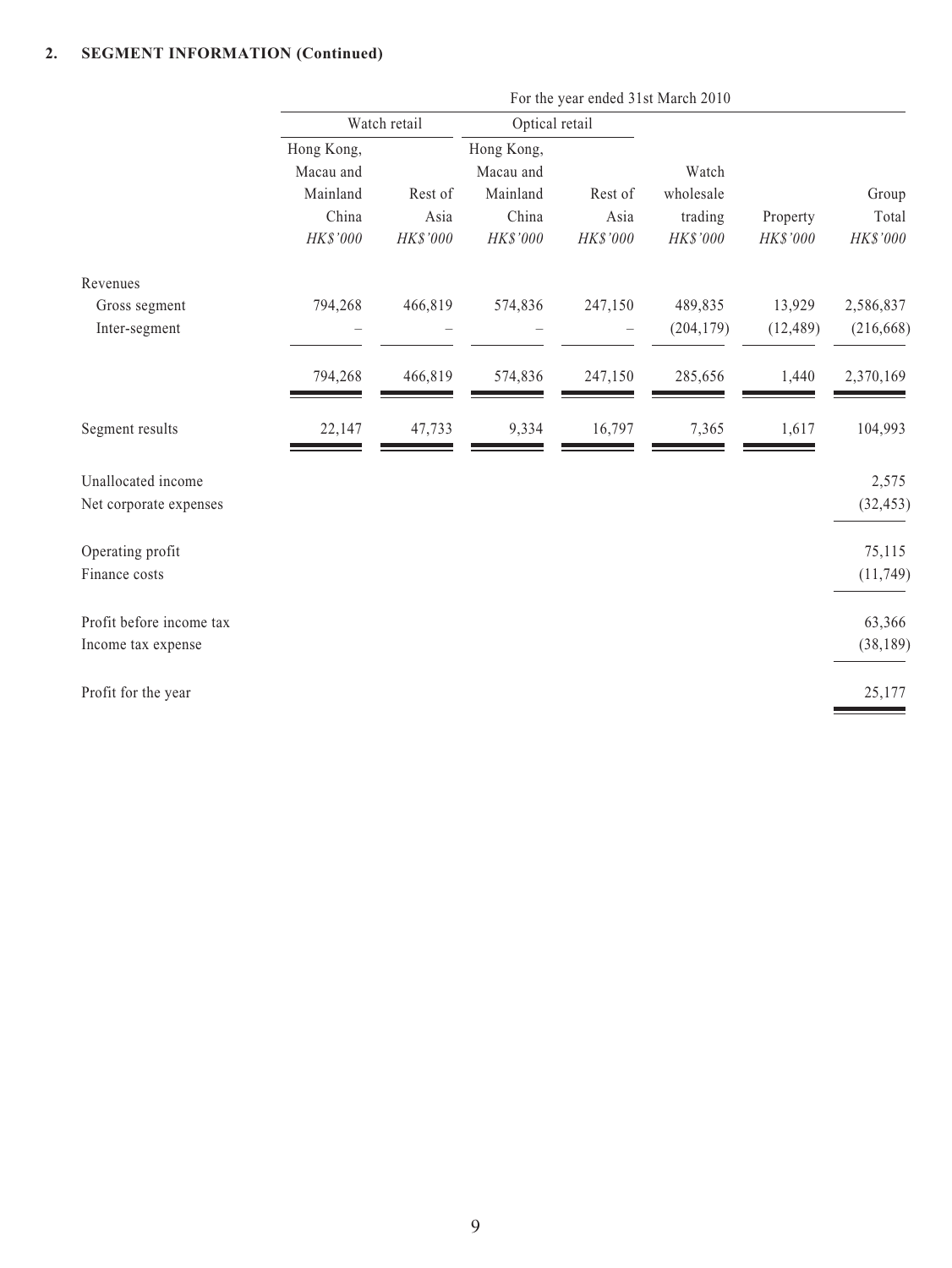## 2. SEGMENT INFORMATION (Continued)

| | For the year ended 31st March 2010 | | | | | | |
|---|---|---|---|---|---|---|---|
| | Watch retail | | Optical retail | | | | |
| | Hong Kong, Macau and Mainland China | Rest of Asia | Hong Kong, Macau and Mainland China | Rest of Asia | Watch wholesale trading | Property | Group Total |
| | *HK$'000* | *HK$'000* | *HK$'000* | *HK$'000* | *HK$'000* | *HK$'000* | *HK$'000* |
| Revenues | | | | | | | |
| Gross segment | 794,268 | 466,819 | 574,836 | 247,150 | 489,835 | 13,929 | 2,586,837 |
| Inter-segment | – | – | – | – | (204,179) | (12,489) | (216,668) |
| | 794,268 | 466,819 | 574,836 | 247,150 | 285,656 | 1,440 | 2,370,169 |
| Segment results | 22,147 | 47,733 | 9,334 | 16,797 | 7,365 | 1,617 | 104,993 |
| Unallocated income | | | | | | | 2,575 |
| Net corporate expenses | | | | | | | (32,453) |
| Operating profit | | | | | | | 75,115 |
| Finance costs | | | | | | | (11,749) |
| Profit before income tax | | | | | | | 63,366 |
| Income tax expense | | | | | | | (38,189) |
| Profit for the year | | | | | | | 25,177 |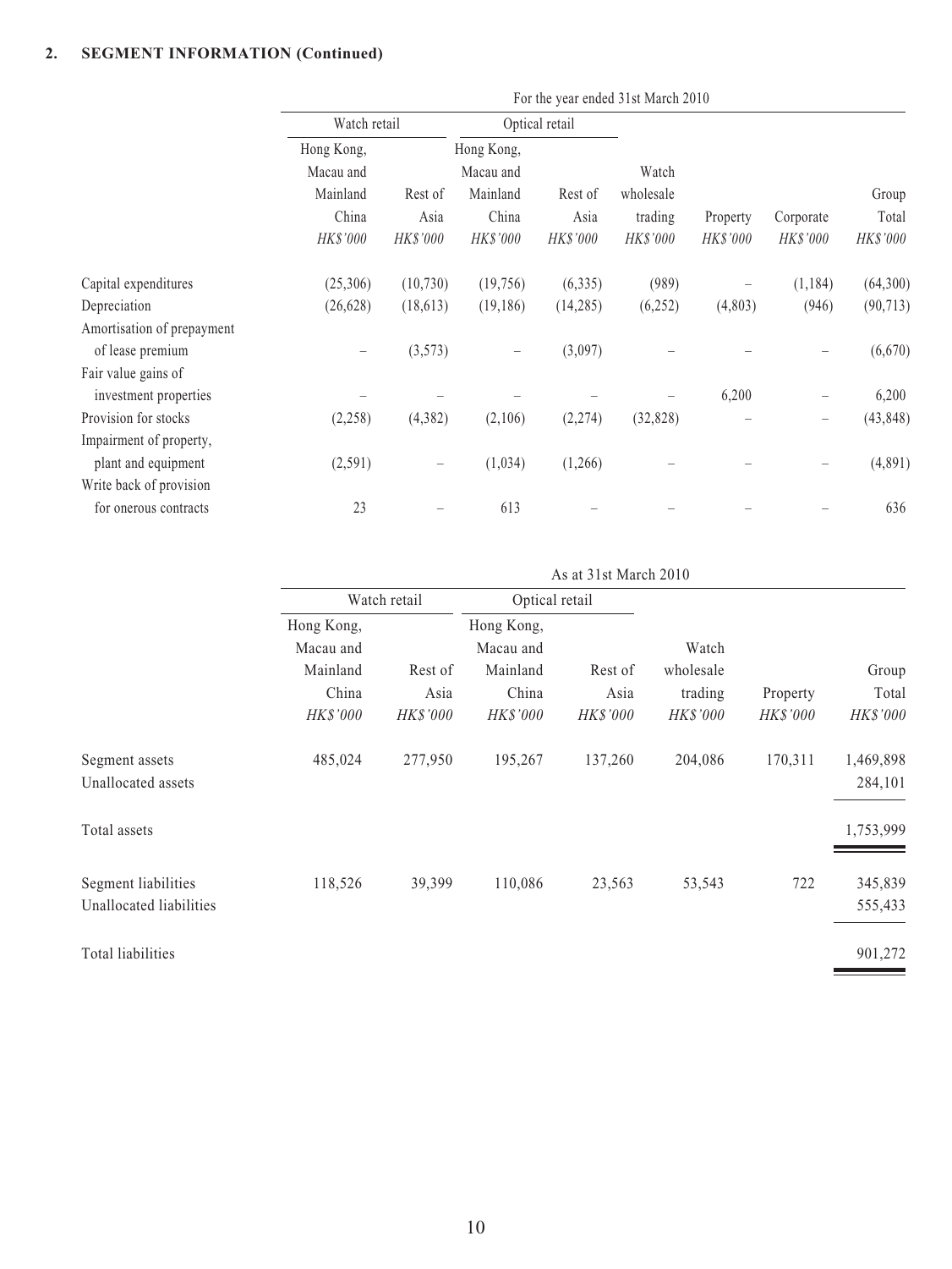**2. SEGMENT INFORMATION (Continued)**

| | For the year ended 31st March 2010 | | | | | | | |
|---|---|---|---|---|---|---|---|---|
| | Watch retail | | Optical retail | | | | | |
| | Hong Kong, Macau and Mainland China | Rest of Asia | Hong Kong, Macau and Mainland China | Rest of Asia | Watch wholesale trading | Property | Corporate | Group Total |
| | *HK$'000* | *HK$'000* | *HK$'000* | *HK$'000* | *HK$'000* | *HK$'000* | *HK$'000* | *HK$'000* |
| Capital expenditures | (25,306) | (10,730) | (19,756) | (6,335) | (989) | – | (1,184) | (64,300) |
| Depreciation | (26,628) | (18,613) | (19,186) | (14,285) | (6,252) | (4,803) | (946) | (90,713) |
| Amortisation of prepayment of lease premium | – | (3,573) | – | (3,097) | – | – | – | (6,670) |
| Fair value gains of investment properties | – | – | – | – | – | 6,200 | – | 6,200 |
| Provision for stocks | (2,258) | (4,382) | (2,106) | (2,274) | (32,828) | – | – | (43,848) |
| Impairment of property, plant and equipment | (2,591) | – | (1,034) | (1,266) | – | – | – | (4,891) |
| Write back of provision for onerous contracts | 23 | – | 613 | – | – | – | – | 636 |

| | As at 31st March 2010 | | | | | | |
|---|---|---|---|---|---|---|---|
| | Watch retail | | Optical retail | | | | |
| | Hong Kong, Macau and Mainland China | Rest of Asia | Hong Kong, Macau and Mainland China | Rest of Asia | Watch wholesale trading | Property | Group Total |
| | *HK$'000* | *HK$'000* | *HK$'000* | *HK$'000* | *HK$'000* | *HK$'000* | *HK$'000* |
| Segment assets | 485,024 | 277,950 | 195,267 | 137,260 | 204,086 | 170,311 | 1,469,898 |
| Unallocated assets | | | | | | | 284,101 |
| Total assets | | | | | | | 1,753,999 |
| Segment liabilities | 118,526 | 39,399 | 110,086 | 23,563 | 53,543 | 722 | 345,839 |
| Unallocated liabilities | | | | | | | 555,433 |
| Total liabilities | | | | | | | 901,272 |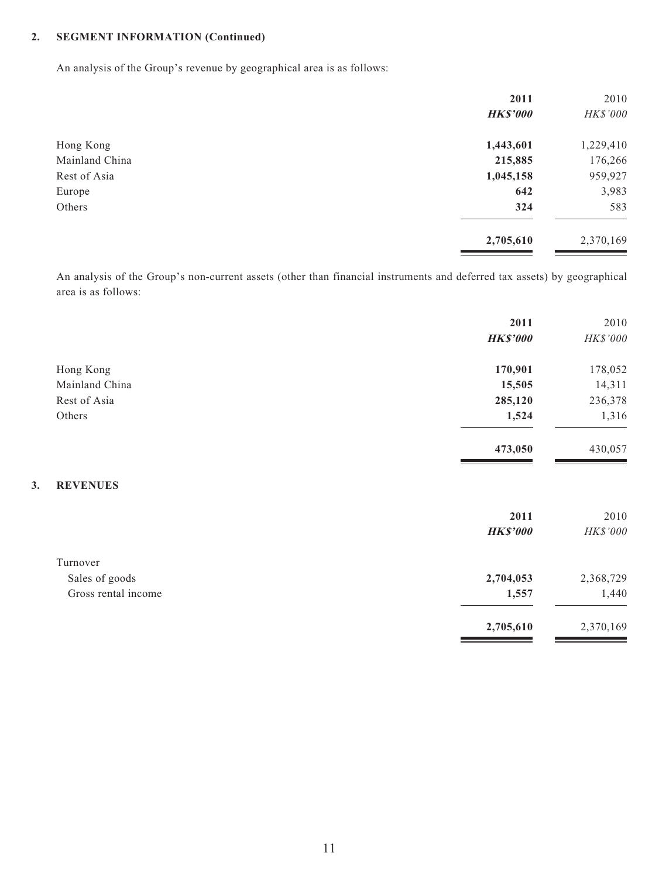## 2. SEGMENT INFORMATION (Continued)

An analysis of the Group's revenue by geographical area is as follows:

| | 2011 | 2010 |
|---|---|---|
| | ***HK$'000*** | *HK$'000* |
| Hong Kong | **1,443,601** | 1,229,410 |
| Mainland China | **215,885** | 176,266 |
| Rest of Asia | **1,045,158** | 959,927 |
| Europe | **642** | 3,983 |
| Others | **324** | 583 |
| | **2,705,610** | 2,370,169 |

An analysis of the Group's non-current assets (other than financial instruments and deferred tax assets) by geographical area is as follows:

| | 2011 | 2010 |
|---|---|---|
| | ***HK$'000*** | *HK$'000* |
| Hong Kong | **170,901** | 178,052 |
| Mainland China | **15,505** | 14,311 |
| Rest of Asia | **285,120** | 236,378 |
| Others | **1,524** | 1,316 |
| | **473,050** | 430,057 |

## 3. REVENUES

| | 2011 | 2010 |
|---|---|---|
| | ***HK$'000*** | *HK$'000* |
| Turnover | | |
| Sales of goods | **2,704,053** | 2,368,729 |
| Gross rental income | **1,557** | 1,440 |
| | **2,705,610** | 2,370,169 |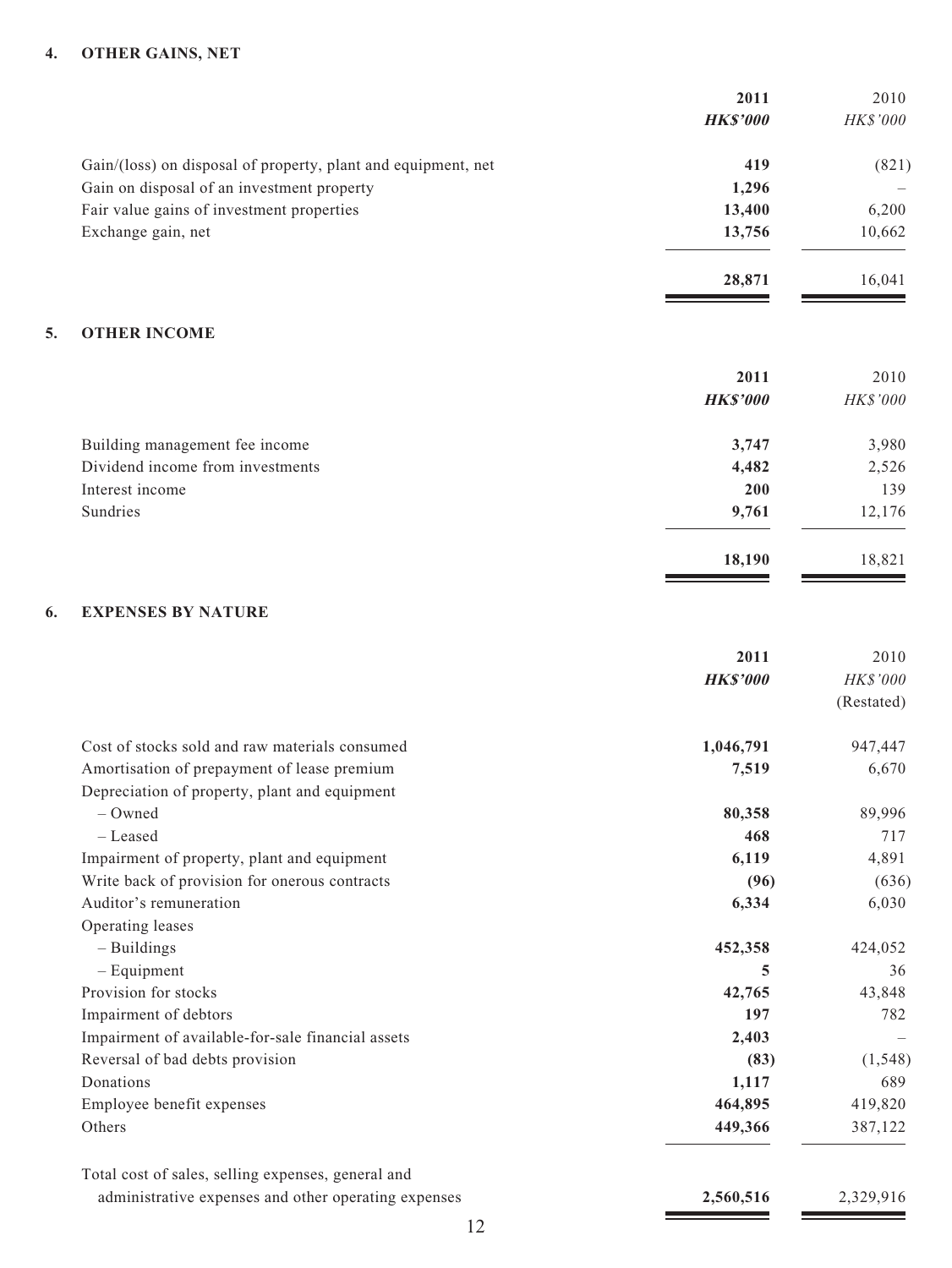## 4. OTHER GAINS, NET

| | 2011 | 2010 |
|---|---|---|
| | ***HK$'000*** | *HK$'000* |
| Gain/(loss) on disposal of property, plant and equipment, net | **419** | (821) |
| Gain on disposal of an investment property | **1,296** | – |
| Fair value gains of investment properties | **13,400** | 6,200 |
| Exchange gain, net | **13,756** | 10,662 |
| | **28,871** | 16,041 |

## 5. OTHER INCOME

| | 2011 | 2010 |
|---|---|---|
| | ***HK$'000*** | *HK$'000* |
| Building management fee income | **3,747** | 3,980 |
| Dividend income from investments | **4,482** | 2,526 |
| Interest income | **200** | 139 |
| Sundries | **9,761** | 12,176 |
| | **18,190** | 18,821 |

## 6. EXPENSES BY NATURE

| | 2011 | 2010 |
|---|---|---|
| | ***HK$'000*** | *HK$'000* (Restated) |
| Cost of stocks sold and raw materials consumed | **1,046,791** | 947,447 |
| Amortisation of prepayment of lease premium | **7,519** | 6,670 |
| Depreciation of property, plant and equipment | | |
| – Owned | **80,358** | 89,996 |
| – Leased | **468** | 717 |
| Impairment of property, plant and equipment | **6,119** | 4,891 |
| Write back of provision for onerous contracts | **(96)** | (636) |
| Auditor's remuneration | **6,334** | 6,030 |
| Operating leases | | |
| – Buildings | **452,358** | 424,052 |
| – Equipment | **5** | 36 |
| Provision for stocks | **42,765** | 43,848 |
| Impairment of debtors | **197** | 782 |
| Impairment of available-for-sale financial assets | **2,403** | – |
| Reversal of bad debts provision | **(83)** | (1,548) |
| Donations | **1,117** | 689 |
| Employee benefit expenses | **464,895** | 419,820 |
| Others | **449,366** | 387,122 |
| Total cost of sales, selling expenses, general and administrative expenses and other operating expenses | **2,560,516** | 2,329,916 |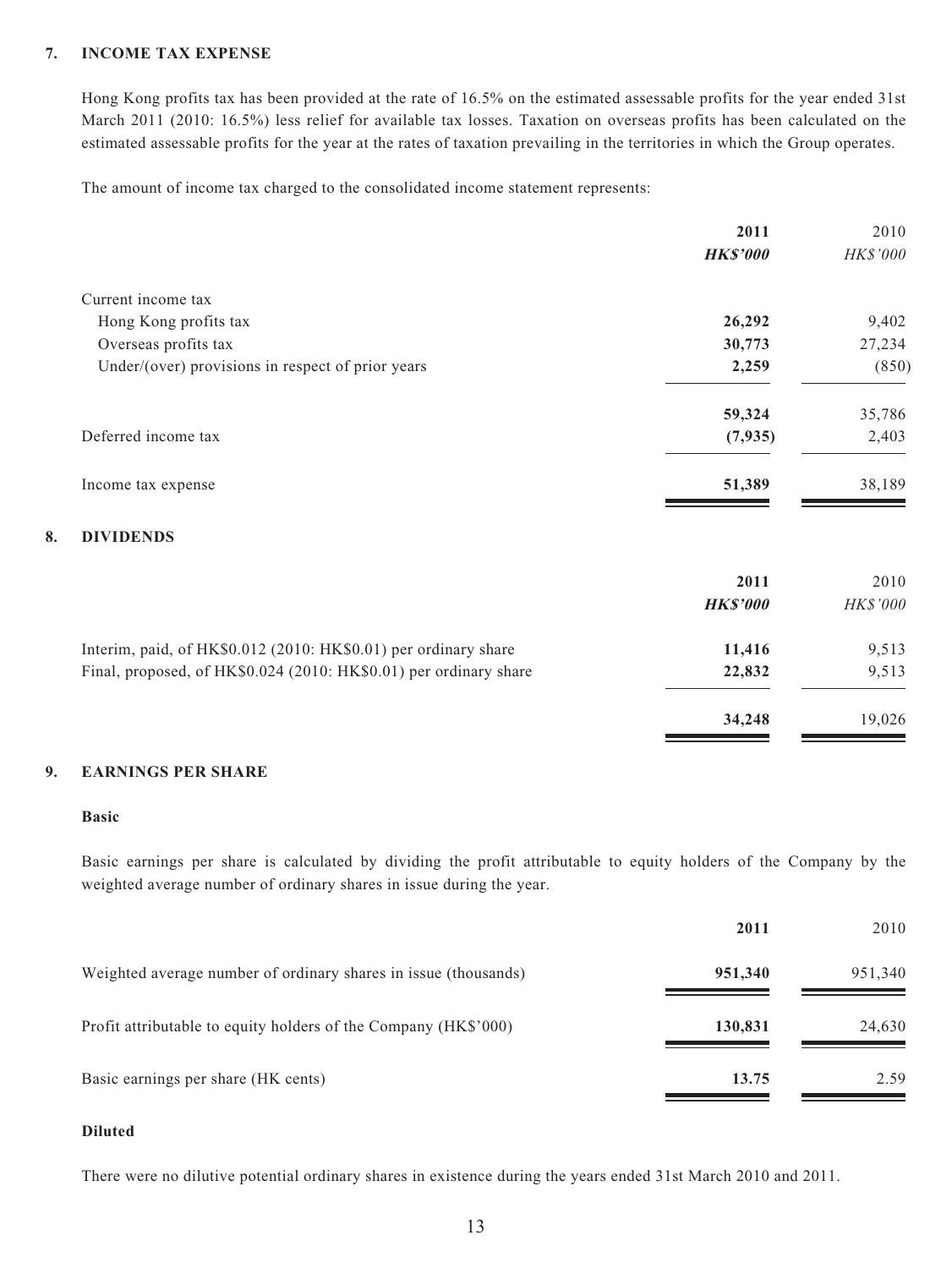## 7. INCOME TAX EXPENSE

Hong Kong profits tax has been provided at the rate of 16.5% on the estimated assessable profits for the year ended 31st March 2011 (2010: 16.5%) less relief for available tax losses. Taxation on overseas profits has been calculated on the estimated assessable profits for the year at the rates of taxation prevailing in the territories in which the Group operates.

The amount of income tax charged to the consolidated income statement represents:

| | **2011** | 2010 |
|---|---|---|
| | ***HK$'000*** | *HK$'000* |
| Current income tax | | |
| Hong Kong profits tax | **26,292** | 9,402 |
| Overseas profits tax | **30,773** | 27,234 |
| Under/(over) provisions in respect of prior years | **2,259** | (850) |
| | **59,324** | 35,786 |
| Deferred income tax | **(7,935)** | 2,403 |
| Income tax expense | **51,389** | 38,189 |

## 8. DIVIDENDS

| | **2011** | 2010 |
|---|---|---|
| | ***HK$'000*** | *HK$'000* |
| Interim, paid, of HK$0.012 (2010: HK$0.01) per ordinary share | **11,416** | 9,513 |
| Final, proposed, of HK$0.024 (2010: HK$0.01) per ordinary share | **22,832** | 9,513 |
| | **34,248** | 19,026 |

## 9. EARNINGS PER SHARE

**Basic**

Basic earnings per share is calculated by dividing the profit attributable to equity holders of the Company by the weighted average number of ordinary shares in issue during the year.

| | **2011** | 2010 |
|---|---|---|
| Weighted average number of ordinary shares in issue (thousands) | **951,340** | 951,340 |
| Profit attributable to equity holders of the Company (HK$'000) | **130,831** | 24,630 |
| Basic earnings per share (HK cents) | **13.75** | 2.59 |

**Diluted**

There were no dilutive potential ordinary shares in existence during the years ended 31st March 2010 and 2011.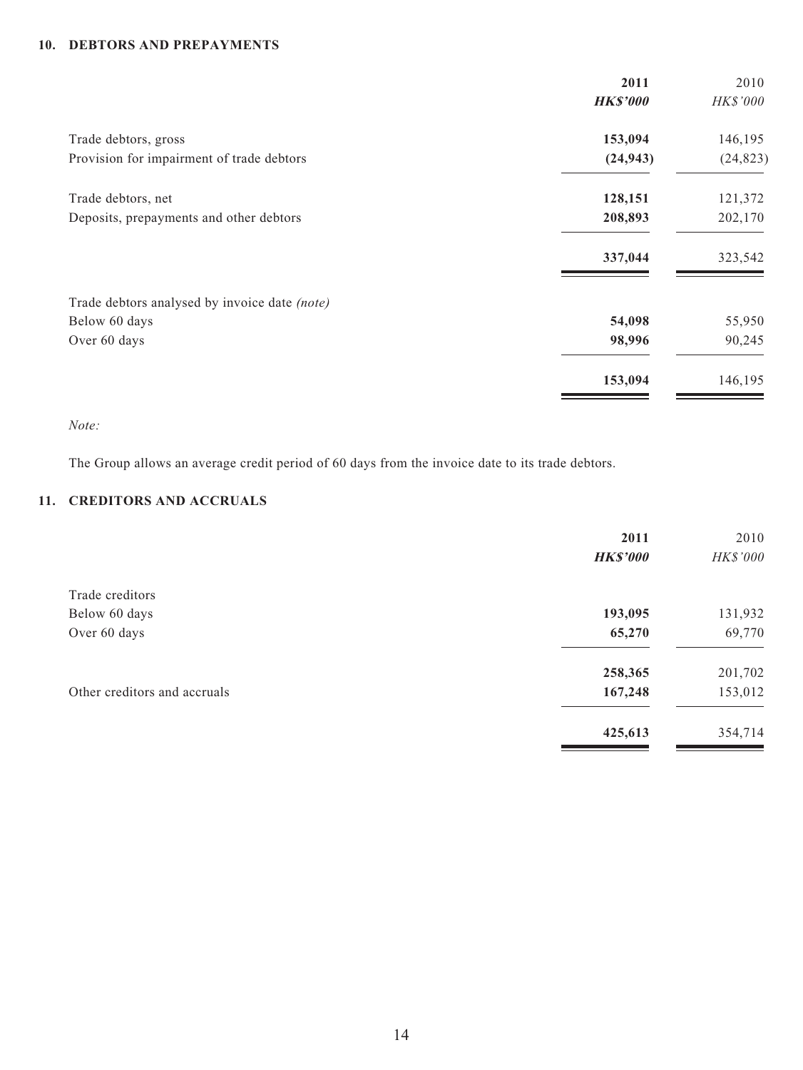## 10. DEBTORS AND PREPAYMENTS

| | **2011** | 2010 |
|---|---|---|
| | ***HK$'000*** | *HK$'000* |
| Trade debtors, gross | **153,094** | 146,195 |
| Provision for impairment of trade debtors | **(24,943)** | (24,823) |
| Trade debtors, net | **128,151** | 121,372 |
| Deposits, prepayments and other debtors | **208,893** | 202,170 |
| | **337,044** | 323,542 |
| Trade debtors analysed by invoice date *(note)* | | |
| Below 60 days | **54,098** | 55,950 |
| Over 60 days | **98,996** | 90,245 |
| | **153,094** | 146,195 |

*Note:*

The Group allows an average credit period of 60 days from the invoice date to its trade debtors.

## 11. CREDITORS AND ACCRUALS

| | **2011** | 2010 |
|---|---|---|
| | ***HK$'000*** | *HK$'000* |
| Trade creditors | | |
| Below 60 days | **193,095** | 131,932 |
| Over 60 days | **65,270** | 69,770 |
| | **258,365** | 201,702 |
| Other creditors and accruals | **167,248** | 153,012 |
| | **425,613** | 354,714 |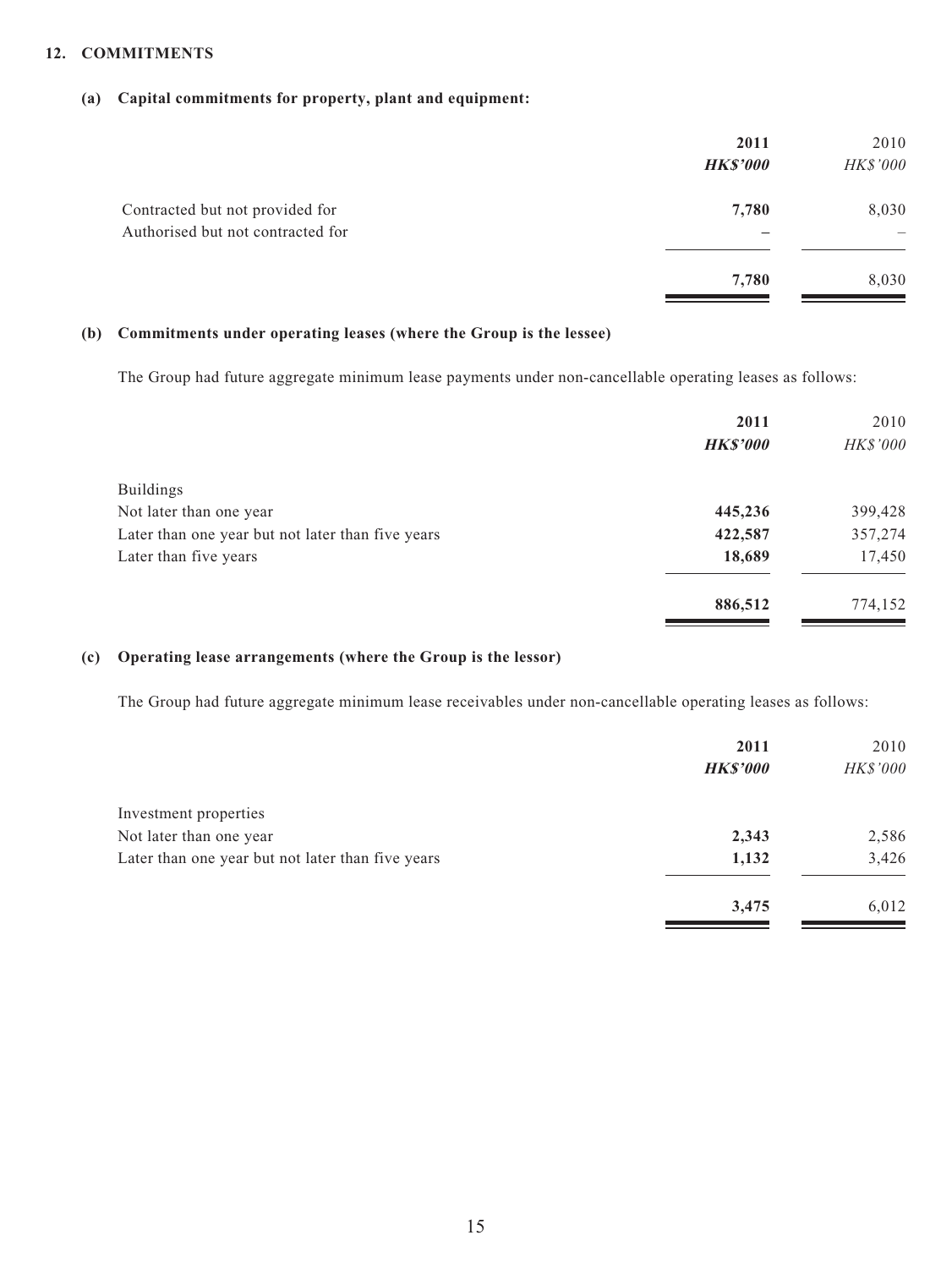## 12. COMMITMENTS

### (a) Capital commitments for property, plant and equipment:

| | 2011 | 2010 |
|---|---|---|
| | ***HK$'000*** | *HK$'000* |
| Contracted but not provided for | **7,780** | 8,030 |
| Authorised but not contracted for | **–** | – |
| | **7,780** | 8,030 |

### (b) Commitments under operating leases (where the Group is the lessee)

The Group had future aggregate minimum lease payments under non-cancellable operating leases as follows:

| | 2011 | 2010 |
|---|---|---|
| | ***HK$'000*** | *HK$'000* |
| Buildings | | |
| Not later than one year | **445,236** | 399,428 |
| Later than one year but not later than five years | **422,587** | 357,274 |
| Later than five years | **18,689** | 17,450 |
| | **886,512** | 774,152 |

### (c) Operating lease arrangements (where the Group is the lessor)

The Group had future aggregate minimum lease receivables under non-cancellable operating leases as follows:

| | 2011 | 2010 |
|---|---|---|
| | ***HK$'000*** | *HK$'000* |
| Investment properties | | |
| Not later than one year | **2,343** | 2,586 |
| Later than one year but not later than five years | **1,132** | 3,426 |
| | **3,475** | 6,012 |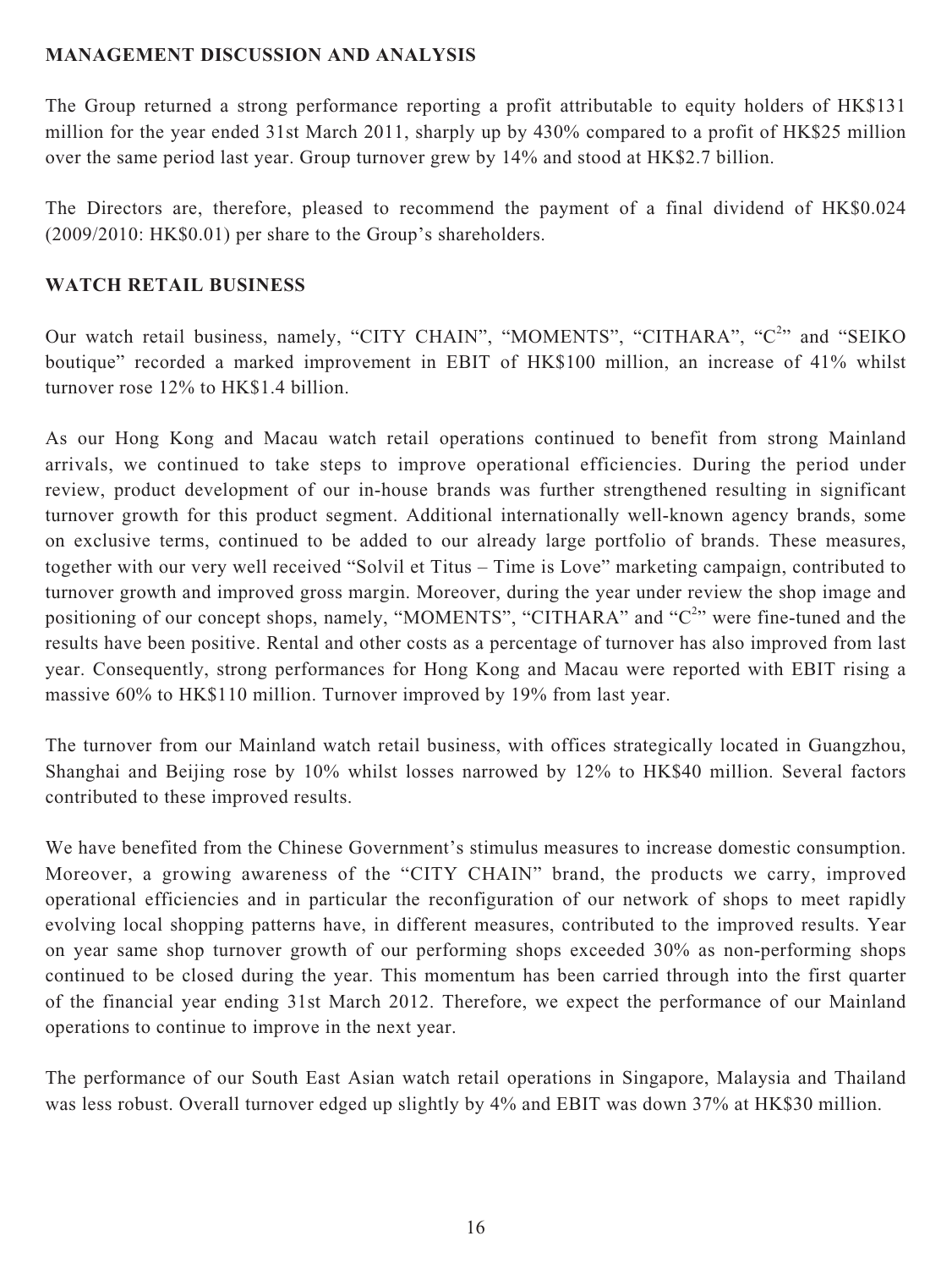## MANAGEMENT DISCUSSION AND ANALYSIS

The Group returned a strong performance reporting a profit attributable to equity holders of HK$131 million for the year ended 31st March 2011, sharply up by 430% compared to a profit of HK$25 million over the same period last year. Group turnover grew by 14% and stood at HK$2.7 billion.

The Directors are, therefore, pleased to recommend the payment of a final dividend of HK$0.024 (2009/2010: HK$0.01) per share to the Group's shareholders.

## WATCH RETAIL BUSINESS

Our watch retail business, namely, "CITY CHAIN", "MOMENTS", "CITHARA", "$C^2$" and "SEIKO boutique" recorded a marked improvement in EBIT of HK$100 million, an increase of 41% whilst turnover rose 12% to HK$1.4 billion.

As our Hong Kong and Macau watch retail operations continued to benefit from strong Mainland arrivals, we continued to take steps to improve operational efficiencies. During the period under review, product development of our in-house brands was further strengthened resulting in significant turnover growth for this product segment. Additional internationally well-known agency brands, some on exclusive terms, continued to be added to our already large portfolio of brands. These measures, together with our very well received "Solvil et Titus – Time is Love" marketing campaign, contributed to turnover growth and improved gross margin. Moreover, during the year under review the shop image and positioning of our concept shops, namely, "MOMENTS", "CITHARA" and "$C^2$" were fine-tuned and the results have been positive. Rental and other costs as a percentage of turnover has also improved from last year. Consequently, strong performances for Hong Kong and Macau were reported with EBIT rising a massive 60% to HK$110 million. Turnover improved by 19% from last year.

The turnover from our Mainland watch retail business, with offices strategically located in Guangzhou, Shanghai and Beijing rose by 10% whilst losses narrowed by 12% to HK$40 million. Several factors contributed to these improved results.

We have benefited from the Chinese Government's stimulus measures to increase domestic consumption. Moreover, a growing awareness of the "CITY CHAIN" brand, the products we carry, improved operational efficiencies and in particular the reconfiguration of our network of shops to meet rapidly evolving local shopping patterns have, in different measures, contributed to the improved results. Year on year same shop turnover growth of our performing shops exceeded 30% as non-performing shops continued to be closed during the year. This momentum has been carried through into the first quarter of the financial year ending 31st March 2012. Therefore, we expect the performance of our Mainland operations to continue to improve in the next year.

The performance of our South East Asian watch retail operations in Singapore, Malaysia and Thailand was less robust. Overall turnover edged up slightly by 4% and EBIT was down 37% at HK$30 million.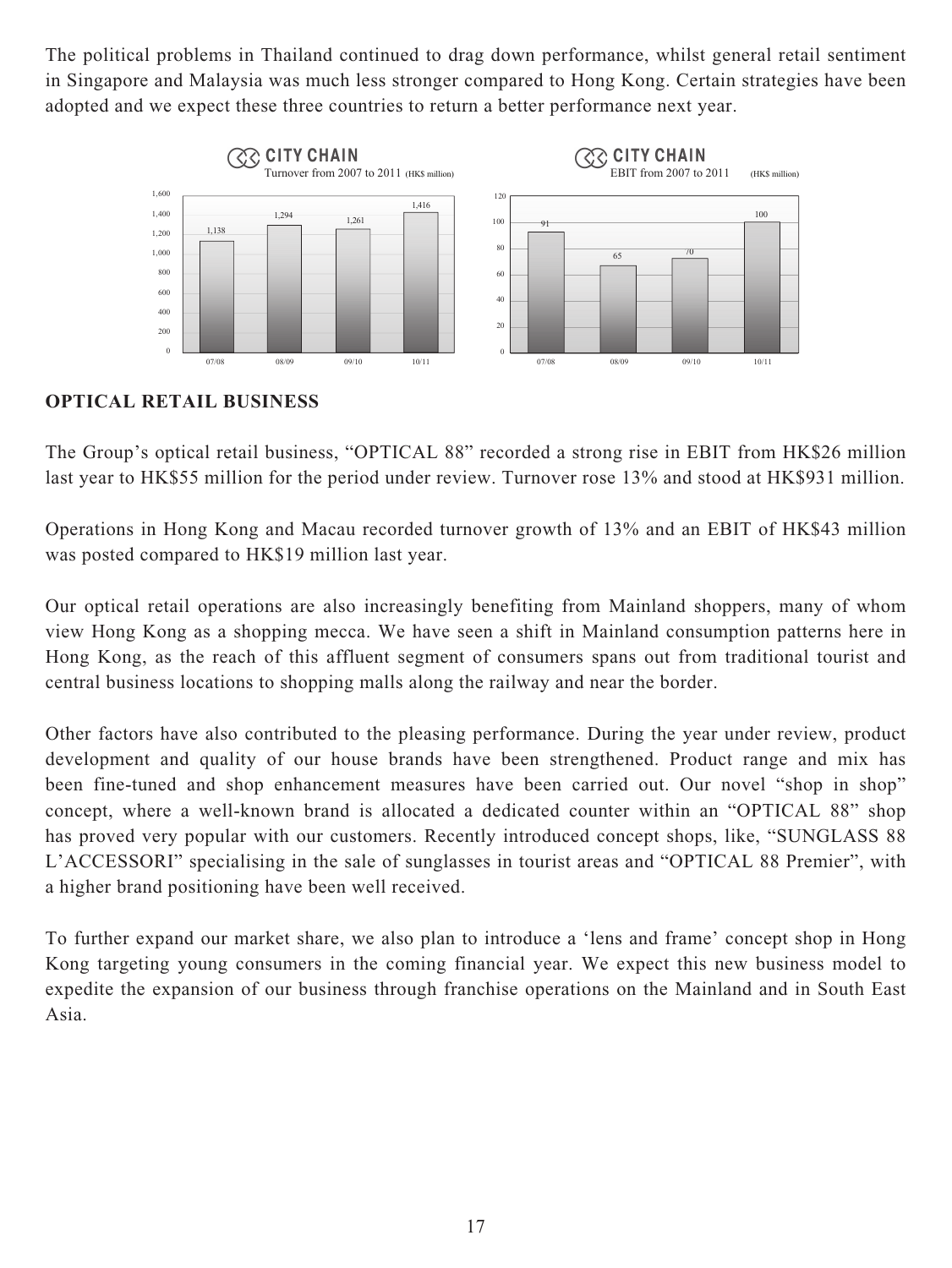The political problems in Thailand continued to drag down performance, whilst general retail sentiment in Singapore and Malaysia was much less stronger compared to Hong Kong. Certain strategies have been adopted and we expect these three countries to return a better performance next year.

**CITY CHAIN**
Turnover from 2007 to 2011 (HK$ million)

| Year | Turnover |
|---|---|
| 07/08 | 1,138 |
| 08/09 | 1,294 |
| 09/10 | 1,261 |
| 10/11 | 1,416 |

**CITY CHAIN**
EBIT from 2007 to 2011 (HK$ million)

| Year | EBIT |
|---|---|
| 07/08 | 91 |
| 08/09 | 65 |
| 09/10 | 70 |
| 10/11 | 100 |

## OPTICAL RETAIL BUSINESS

The Group's optical retail business, "OPTICAL 88" recorded a strong rise in EBIT from HK$26 million last year to HK$55 million for the period under review. Turnover rose 13% and stood at HK$931 million.

Operations in Hong Kong and Macau recorded turnover growth of 13% and an EBIT of HK$43 million was posted compared to HK$19 million last year.

Our optical retail operations are also increasingly benefiting from Mainland shoppers, many of whom view Hong Kong as a shopping mecca. We have seen a shift in Mainland consumption patterns here in Hong Kong, as the reach of this affluent segment of consumers spans out from traditional tourist and central business locations to shopping malls along the railway and near the border.

Other factors have also contributed to the pleasing performance. During the year under review, product development and quality of our house brands have been strengthened. Product range and mix has been fine-tuned and shop enhancement measures have been carried out. Our novel "shop in shop" concept, where a well-known brand is allocated a dedicated counter within an "OPTICAL 88" shop has proved very popular with our customers. Recently introduced concept shops, like, "SUNGLASS 88 L'ACCESSORI" specialising in the sale of sunglasses in tourist areas and "OPTICAL 88 Premier", with a higher brand positioning have been well received.

To further expand our market share, we also plan to introduce a 'lens and frame' concept shop in Hong Kong targeting young consumers in the coming financial year. We expect this new business model to expedite the expansion of our business through franchise operations on the Mainland and in South East Asia.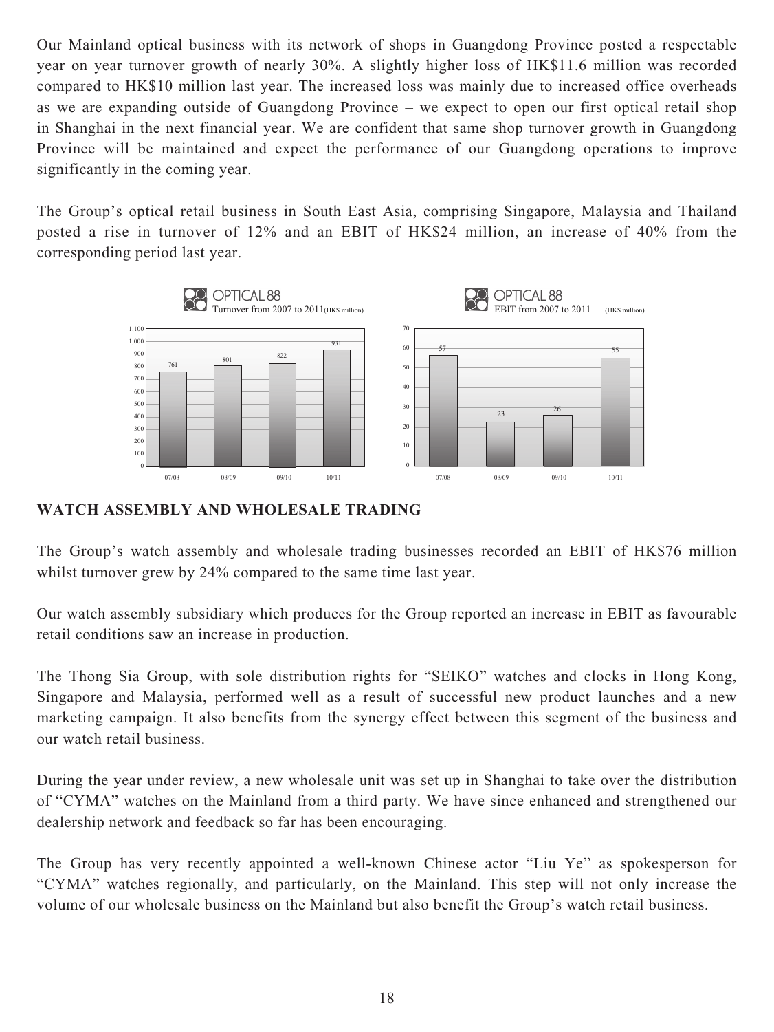Our Mainland optical business with its network of shops in Guangdong Province posted a respectable year on year turnover growth of nearly 30%. A slightly higher loss of HK$11.6 million was recorded compared to HK$10 million last year. The increased loss was mainly due to increased office overheads as we are expanding outside of Guangdong Province – we expect to open our first optical retail shop in Shanghai in the next financial year. We are confident that same shop turnover growth in Guangdong Province will be maintained and expect the performance of our Guangdong operations to improve significantly in the coming year.

The Group's optical retail business in South East Asia, comprising Singapore, Malaysia and Thailand posted a rise in turnover of 12% and an EBIT of HK$24 million, an increase of 40% from the corresponding period last year.

OPTICAL 88
Turnover from 2007 to 2011 (HK$ million)

| 07/08 | 08/09 | 09/10 | 10/11 |
|---|---|---|---|
| 761 | 801 | 822 | 931 |

OPTICAL 88
EBIT from 2007 to 2011 (HK$ million)

| 07/08 | 08/09 | 09/10 | 10/11 |
|---|---|---|---|
| 57 | 23 | 26 | 55 |

## WATCH ASSEMBLY AND WHOLESALE TRADING

The Group's watch assembly and wholesale trading businesses recorded an EBIT of HK$76 million whilst turnover grew by 24% compared to the same time last year.

Our watch assembly subsidiary which produces for the Group reported an increase in EBIT as favourable retail conditions saw an increase in production.

The Thong Sia Group, with sole distribution rights for "SEIKO" watches and clocks in Hong Kong, Singapore and Malaysia, performed well as a result of successful new product launches and a new marketing campaign. It also benefits from the synergy effect between this segment of the business and our watch retail business.

During the year under review, a new wholesale unit was set up in Shanghai to take over the distribution of "CYMA" watches on the Mainland from a third party. We have since enhanced and strengthened our dealership network and feedback so far has been encouraging.

The Group has very recently appointed a well-known Chinese actor "Liu Ye" as spokesperson for "CYMA" watches regionally, and particularly, on the Mainland. This step will not only increase the volume of our wholesale business on the Mainland but also benefit the Group's watch retail business.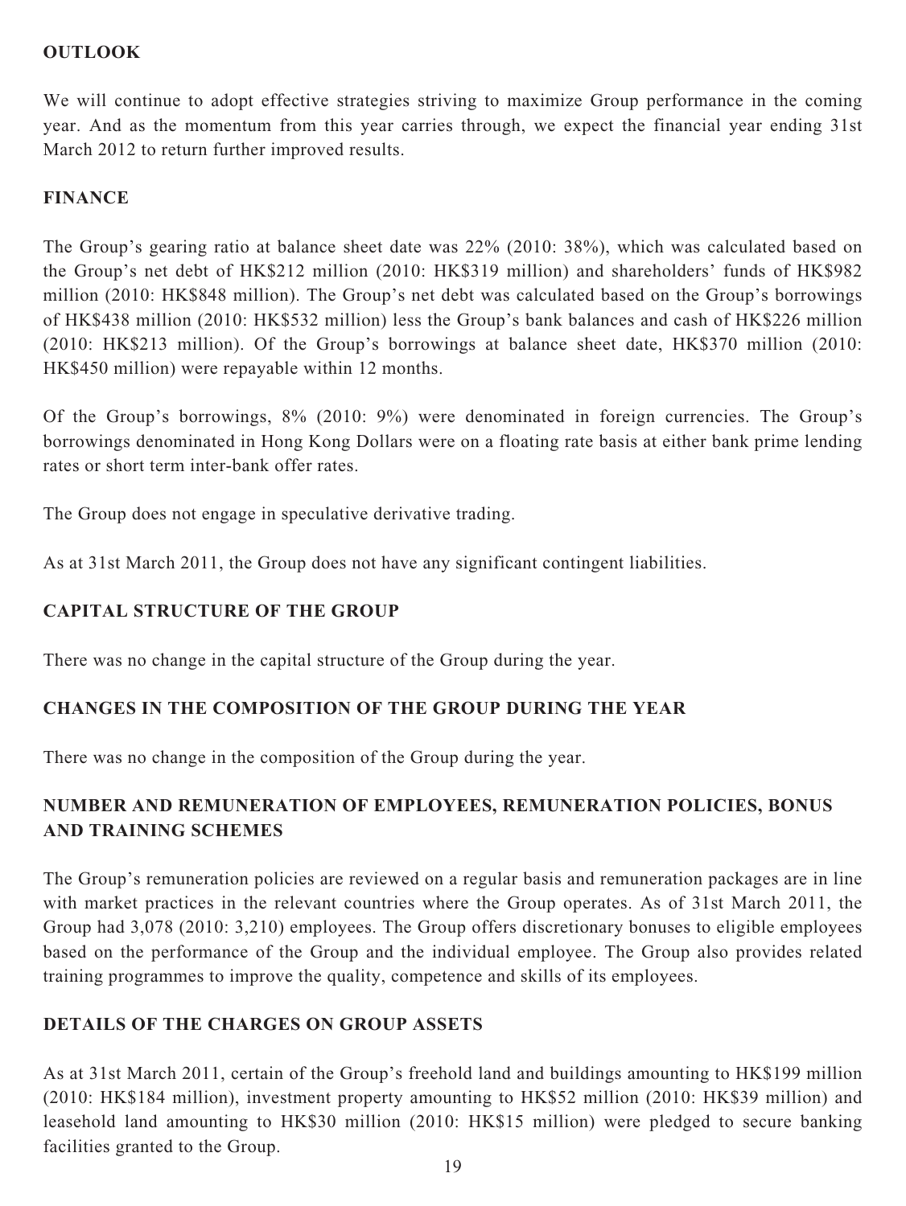## OUTLOOK

We will continue to adopt effective strategies striving to maximize Group performance in the coming year. And as the momentum from this year carries through, we expect the financial year ending 31st March 2012 to return further improved results.

## FINANCE

The Group's gearing ratio at balance sheet date was 22% (2010: 38%), which was calculated based on the Group's net debt of HK$212 million (2010: HK$319 million) and shareholders' funds of HK$982 million (2010: HK$848 million). The Group's net debt was calculated based on the Group's borrowings of HK$438 million (2010: HK$532 million) less the Group's bank balances and cash of HK$226 million (2010: HK$213 million). Of the Group's borrowings at balance sheet date, HK$370 million (2010: HK$450 million) were repayable within 12 months.

Of the Group's borrowings, 8% (2010: 9%) were denominated in foreign currencies. The Group's borrowings denominated in Hong Kong Dollars were on a floating rate basis at either bank prime lending rates or short term inter-bank offer rates.

The Group does not engage in speculative derivative trading.

As at 31st March 2011, the Group does not have any significant contingent liabilities.

## CAPITAL STRUCTURE OF THE GROUP

There was no change in the capital structure of the Group during the year.

## CHANGES IN THE COMPOSITION OF THE GROUP DURING THE YEAR

There was no change in the composition of the Group during the year.

## NUMBER AND REMUNERATION OF EMPLOYEES, REMUNERATION POLICIES, BONUS AND TRAINING SCHEMES

The Group's remuneration policies are reviewed on a regular basis and remuneration packages are in line with market practices in the relevant countries where the Group operates. As of 31st March 2011, the Group had 3,078 (2010: 3,210) employees. The Group offers discretionary bonuses to eligible employees based on the performance of the Group and the individual employee. The Group also provides related training programmes to improve the quality, competence and skills of its employees.

## DETAILS OF THE CHARGES ON GROUP ASSETS

As at 31st March 2011, certain of the Group's freehold land and buildings amounting to HK$199 million (2010: HK$184 million), investment property amounting to HK$52 million (2010: HK$39 million) and leasehold land amounting to HK$30 million (2010: HK$15 million) were pledged to secure banking facilities granted to the Group.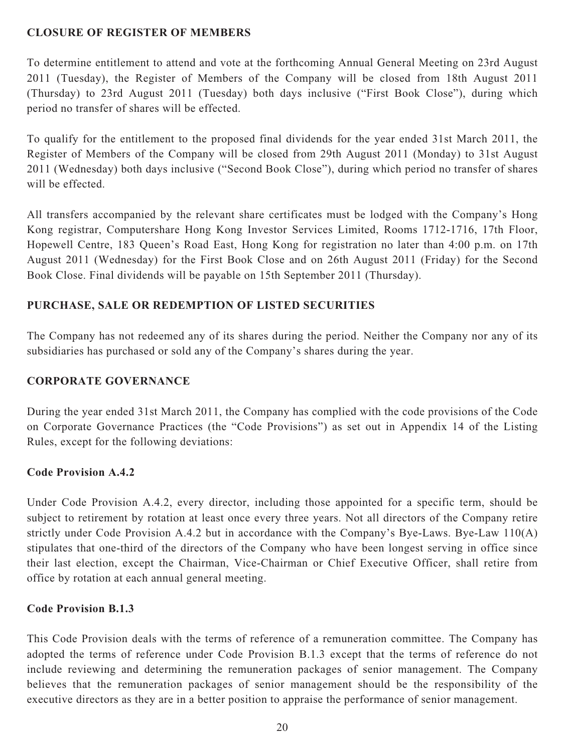## CLOSURE OF REGISTER OF MEMBERS

To determine entitlement to attend and vote at the forthcoming Annual General Meeting on 23rd August 2011 (Tuesday), the Register of Members of the Company will be closed from 18th August 2011 (Thursday) to 23rd August 2011 (Tuesday) both days inclusive ("First Book Close"), during which period no transfer of shares will be effected.

To qualify for the entitlement to the proposed final dividends for the year ended 31st March 2011, the Register of Members of the Company will be closed from 29th August 2011 (Monday) to 31st August 2011 (Wednesday) both days inclusive ("Second Book Close"), during which period no transfer of shares will be effected.

All transfers accompanied by the relevant share certificates must be lodged with the Company's Hong Kong registrar, Computershare Hong Kong Investor Services Limited, Rooms 1712-1716, 17th Floor, Hopewell Centre, 183 Queen's Road East, Hong Kong for registration no later than 4:00 p.m. on 17th August 2011 (Wednesday) for the First Book Close and on 26th August 2011 (Friday) for the Second Book Close. Final dividends will be payable on 15th September 2011 (Thursday).

## PURCHASE, SALE OR REDEMPTION OF LISTED SECURITIES

The Company has not redeemed any of its shares during the period. Neither the Company nor any of its subsidiaries has purchased or sold any of the Company's shares during the year.

## CORPORATE GOVERNANCE

During the year ended 31st March 2011, the Company has complied with the code provisions of the Code on Corporate Governance Practices (the "Code Provisions") as set out in Appendix 14 of the Listing Rules, except for the following deviations:

### Code Provision A.4.2

Under Code Provision A.4.2, every director, including those appointed for a specific term, should be subject to retirement by rotation at least once every three years. Not all directors of the Company retire strictly under Code Provision A.4.2 but in accordance with the Company's Bye-Laws. Bye-Law 110(A) stipulates that one-third of the directors of the Company who have been longest serving in office since their last election, except the Chairman, Vice-Chairman or Chief Executive Officer, shall retire from office by rotation at each annual general meeting.

### Code Provision B.1.3

This Code Provision deals with the terms of reference of a remuneration committee. The Company has adopted the terms of reference under Code Provision B.1.3 except that the terms of reference do not include reviewing and determining the remuneration packages of senior management. The Company believes that the remuneration packages of senior management should be the responsibility of the executive directors as they are in a better position to appraise the performance of senior management.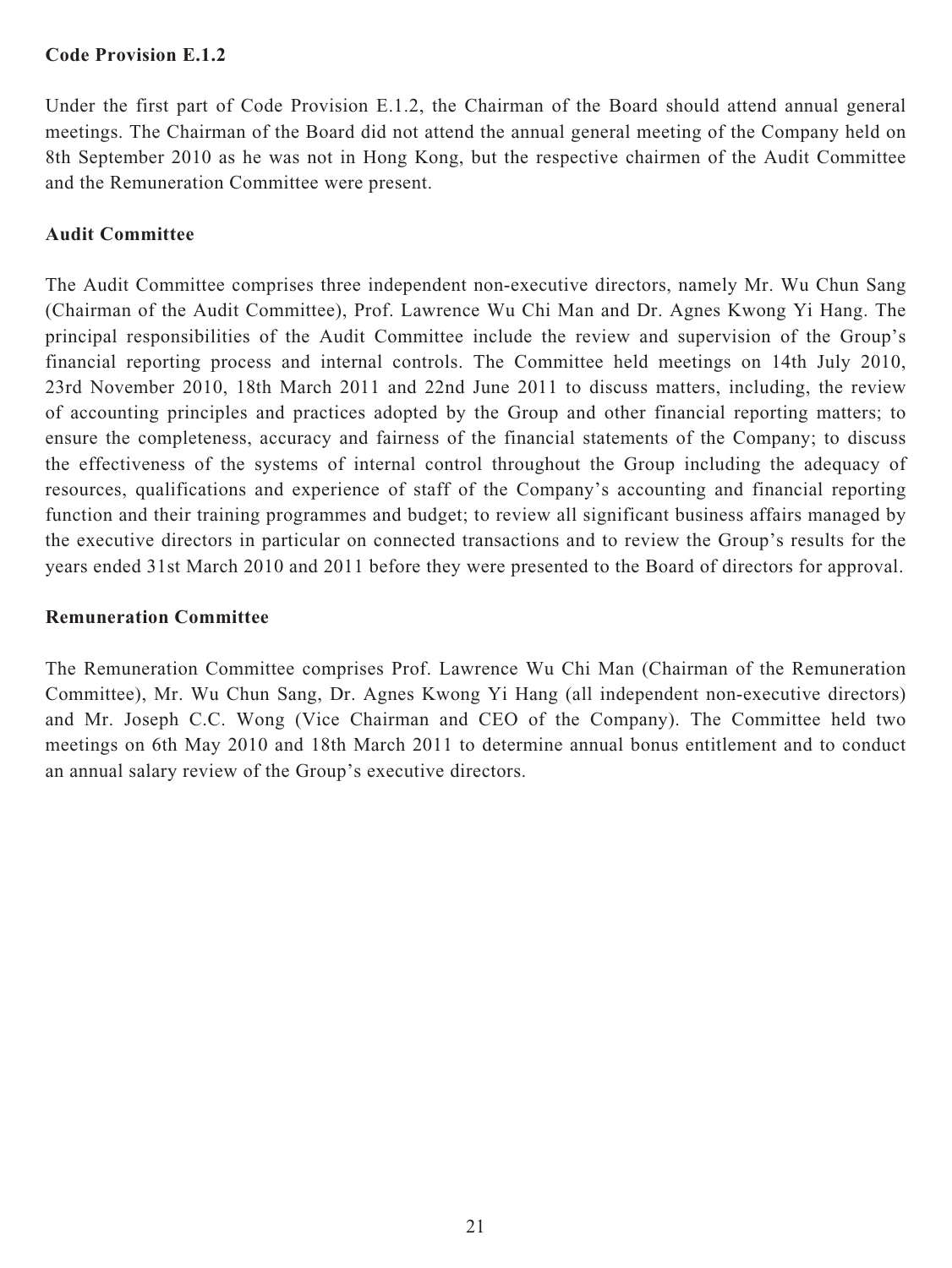**Code Provision E.1.2**

Under the first part of Code Provision E.1.2, the Chairman of the Board should attend annual general meetings. The Chairman of the Board did not attend the annual general meeting of the Company held on 8th September 2010 as he was not in Hong Kong, but the respective chairmen of the Audit Committee and the Remuneration Committee were present.

**Audit Committee**

The Audit Committee comprises three independent non-executive directors, namely Mr. Wu Chun Sang (Chairman of the Audit Committee), Prof. Lawrence Wu Chi Man and Dr. Agnes Kwong Yi Hang. The principal responsibilities of the Audit Committee include the review and supervision of the Group's financial reporting process and internal controls. The Committee held meetings on 14th July 2010, 23rd November 2010, 18th March 2011 and 22nd June 2011 to discuss matters, including, the review of accounting principles and practices adopted by the Group and other financial reporting matters; to ensure the completeness, accuracy and fairness of the financial statements of the Company; to discuss the effectiveness of the systems of internal control throughout the Group including the adequacy of resources, qualifications and experience of staff of the Company's accounting and financial reporting function and their training programmes and budget; to review all significant business affairs managed by the executive directors in particular on connected transactions and to review the Group's results for the years ended 31st March 2010 and 2011 before they were presented to the Board of directors for approval.

**Remuneration Committee**

The Remuneration Committee comprises Prof. Lawrence Wu Chi Man (Chairman of the Remuneration Committee), Mr. Wu Chun Sang, Dr. Agnes Kwong Yi Hang (all independent non-executive directors) and Mr. Joseph C.C. Wong (Vice Chairman and CEO of the Company). The Committee held two meetings on 6th May 2010 and 18th March 2011 to determine annual bonus entitlement and to conduct an annual salary review of the Group's executive directors.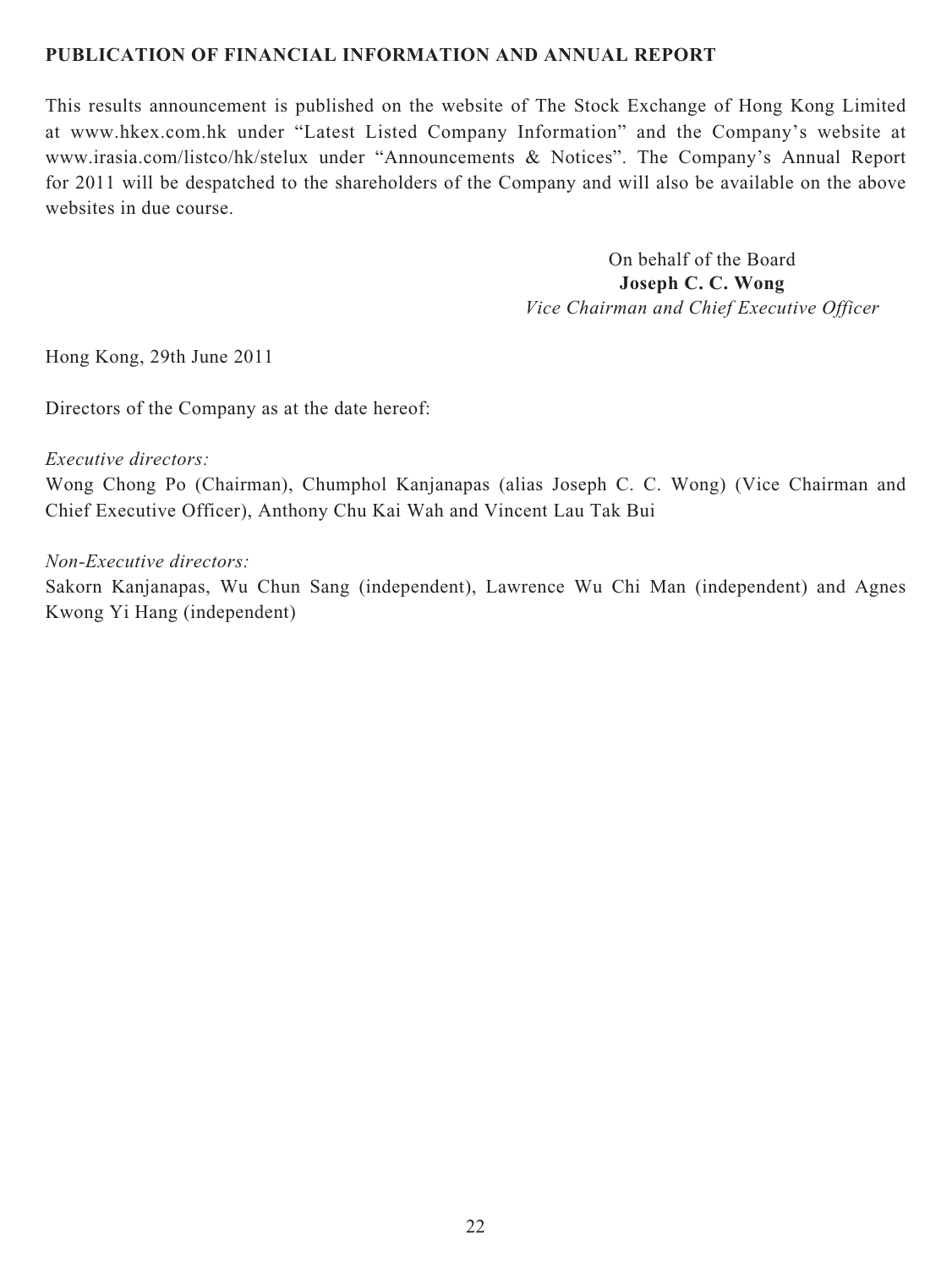**PUBLICATION OF FINANCIAL INFORMATION AND ANNUAL REPORT**

This results announcement is published on the website of The Stock Exchange of Hong Kong Limited at www.hkex.com.hk under "Latest Listed Company Information" and the Company's website at www.irasia.com/listco/hk/stelux under "Announcements & Notices". The Company's Annual Report for 2011 will be despatched to the shareholders of the Company and will also be available on the above websites in due course.

On behalf of the Board
**Joseph C. C. Wong**
*Vice Chairman and Chief Executive Officer*

Hong Kong, 29th June 2011

Directors of the Company as at the date hereof:

*Executive directors:*
Wong Chong Po (Chairman), Chumphol Kanjanapas (alias Joseph C. C. Wong) (Vice Chairman and Chief Executive Officer), Anthony Chu Kai Wah and Vincent Lau Tak Bui

*Non-Executive directors:*
Sakorn Kanjanapas, Wu Chun Sang (independent), Lawrence Wu Chi Man (independent) and Agnes Kwong Yi Hang (independent)